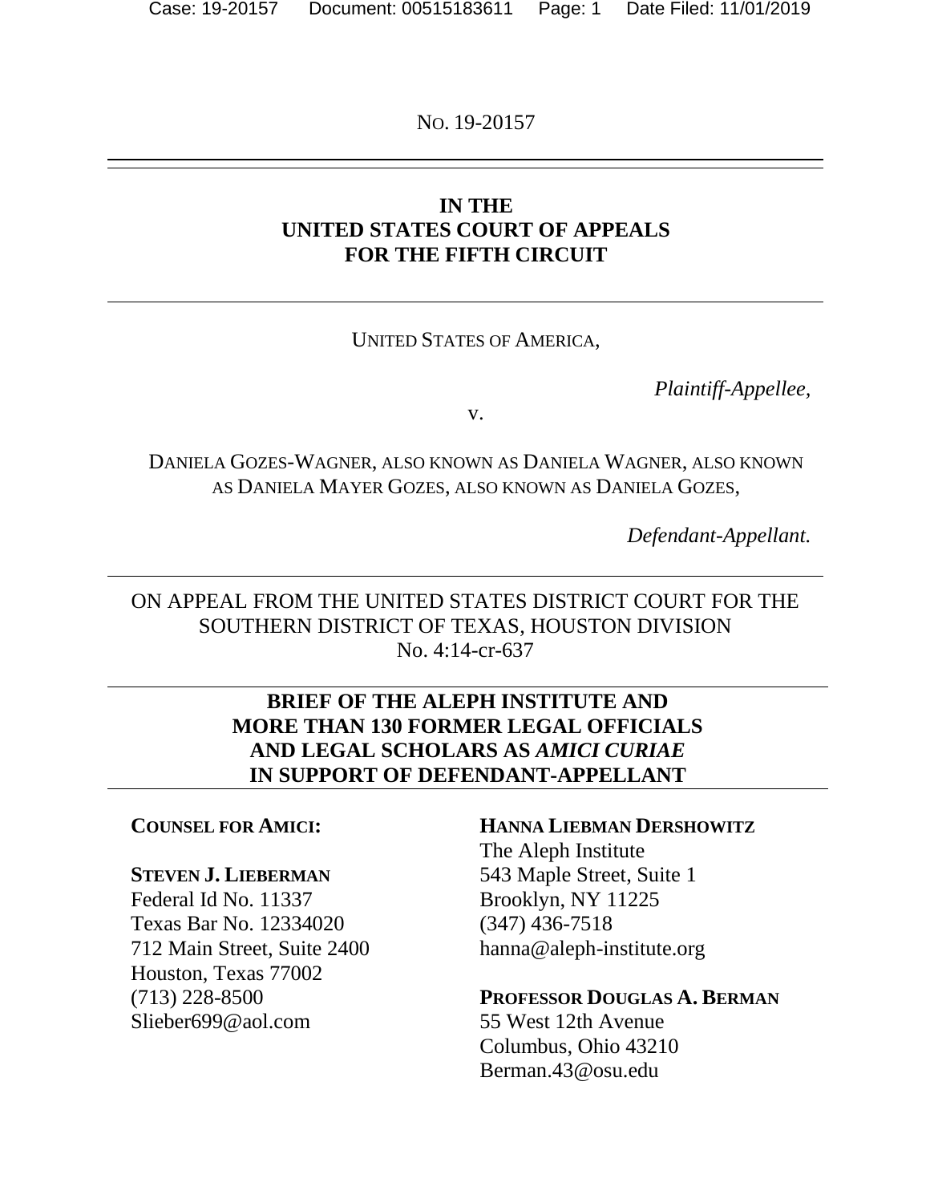NO. 19-20157

# IN THE UNITED STATES COURT OF APPEALS FOR THE FIFTH CIRCUIT

UNITED STATES OF AMERICA,

*Plaintiff-Appellee,*

v.

DANIELA GOZES-WAGNER, ALSO KNOWN AS DANIELA WAGNER, ALSO KNOWN AS DANIELA MAYER GOZES, ALSO KNOWN AS DANIELA GOZES,

*Defendant-Appellant.*

ON APPEAL FROM THE UNITED STATES DISTRICT COURT FOR THE SOUTHERN DISTRICT OF TEXAS, HOUSTON DIVISION
No. 4:14-cr-637

## BRIEF OF THE ALEPH INSTITUTE AND MORE THAN 130 FORMER LEGAL OFFICIALS AND LEGAL SCHOLARS AS *AMICI CURIAE* IN SUPPORT OF DEFENDANT-APPELLANT

**COUNSEL FOR AMICI:**

**STEVEN J. LIEBERMAN**
Federal Id No. 11337
Texas Bar No. 12334020
712 Main Street, Suite 2400
Houston, Texas 77002
(713) 228-8500
Slieber699@aol.com

**HANNA LIEBMAN DERSHOWITZ**
The Aleph Institute
543 Maple Street, Suite 1
Brooklyn, NY 11225
(347) 436-7518
hanna@aleph-institute.org

**PROFESSOR DOUGLAS A. BERMAN**
55 West 12th Avenue
Columbus, Ohio 43210
Berman.43@osu.edu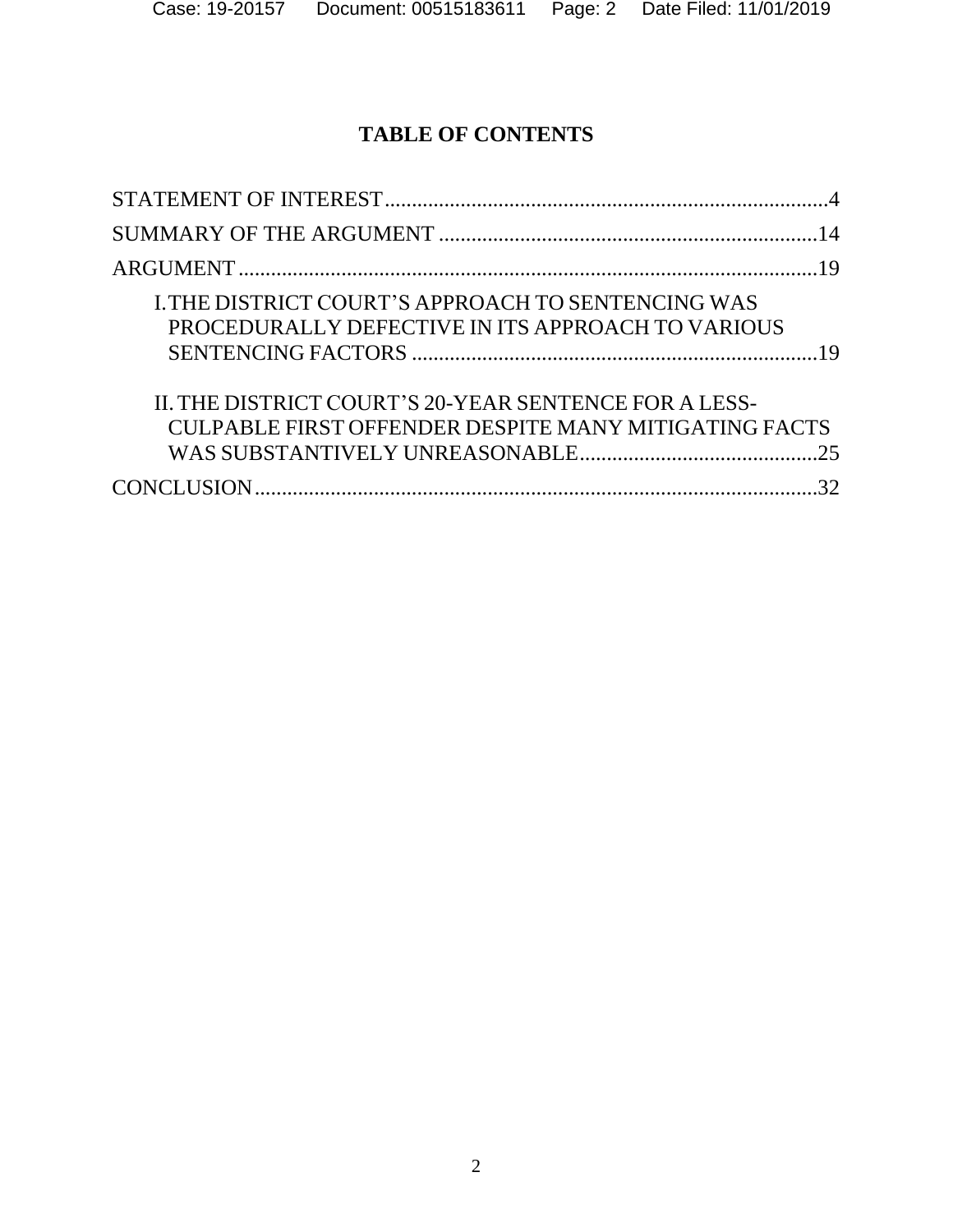# TABLE OF CONTENTS

STATEMENT OF INTEREST.................................................................................4

SUMMARY OF THE ARGUMENT .....................................................................14

ARGUMENT..........................................................................................................19

- I. THE DISTRICT COURT'S APPROACH TO SENTENCING WAS PROCEDURALLY DEFECTIVE IN ITS APPROACH TO VARIOUS SENTENCING FACTORS ..........................................................................19
- II. THE DISTRICT COURT'S 20-YEAR SENTENCE FOR A LESS-CULPABLE FIRST OFFENDER DESPITE MANY MITIGATING FACTS WAS SUBSTANTIVELY UNREASONABLE............................................25

CONCLUSION.......................................................................................................32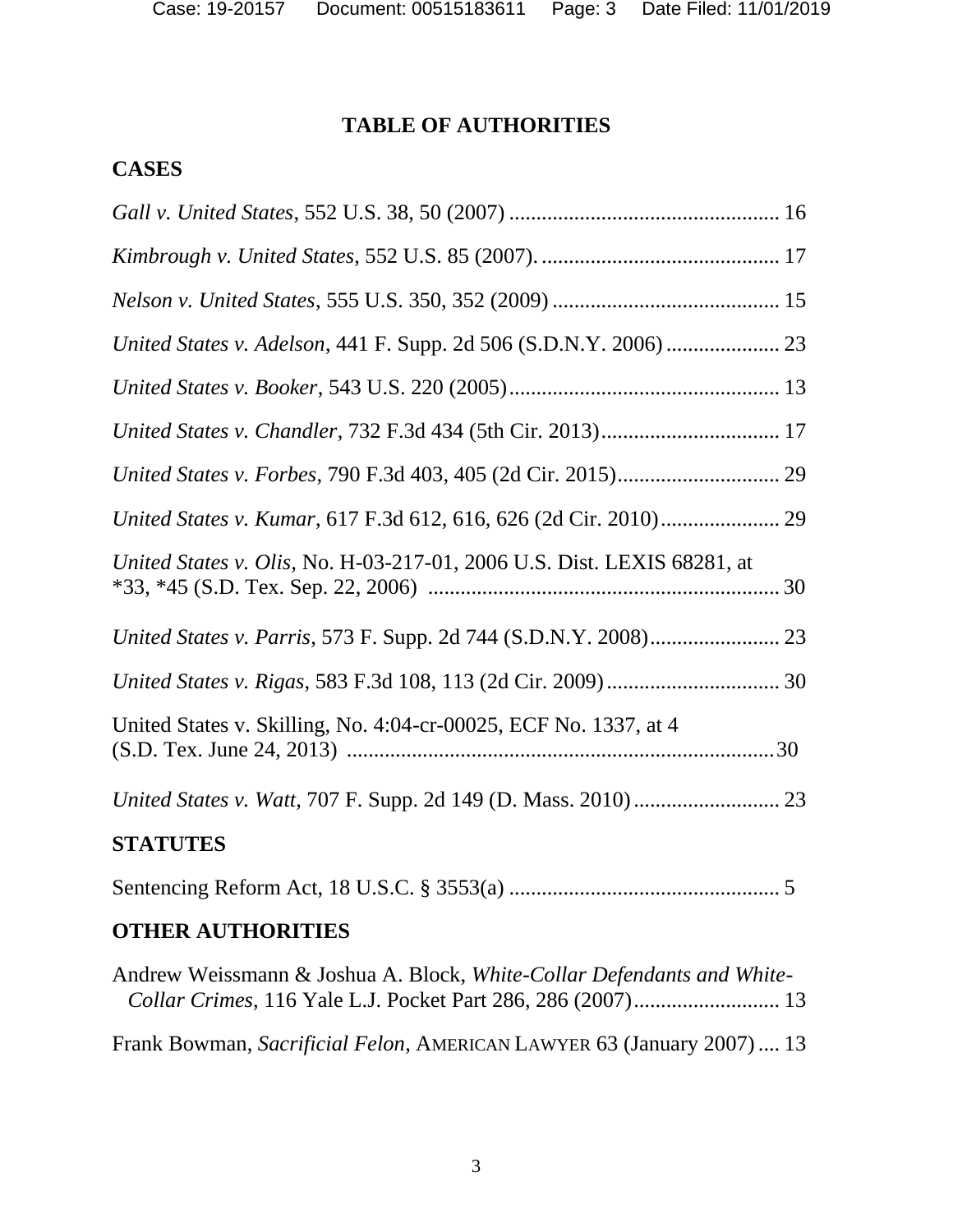# TABLE OF AUTHORITIES

## CASES

*Gall v. United States*, 552 U.S. 38, 50 (2007) .................................................. 16

*Kimbrough v. United States*, 552 U.S. 85 (2007). ............................................ 17

*Nelson v. United States*, 555 U.S. 350, 352 (2009) .......................................... 15

*United States v. Adelson*, 441 F. Supp. 2d 506 (S.D.N.Y. 2006) ..................... 23

*United States v. Booker*, 543 U.S. 220 (2005).................................................. 13

*United States v. Chandler*, 732 F.3d 434 (5th Cir. 2013)................................. 17

*United States v. Forbes*, 790 F.3d 403, 405 (2d Cir. 2015).............................. 29

*United States v. Kumar*, 617 F.3d 612, 616, 626 (2d Cir. 2010)...................... 29

*United States v. Olis*, No. H-03-217-01, 2006 U.S. Dist. LEXIS 68281, at *33, *45 (S.D. Tex. Sep. 22, 2006) ................................................................ 30

*United States v. Parris*, 573 F. Supp. 2d 744 (S.D.N.Y. 2008)........................ 23

*United States v. Rigas*, 583 F.3d 108, 113 (2d Cir. 2009)................................ 30

United States v. Skilling, No. 4:04-cr-00025, ECF No. 1337, at 4 (S.D. Tex. June 24, 2013) ...............................................................................30

*United States v. Watt*, 707 F. Supp. 2d 149 (D. Mass. 2010)........................... 23

## STATUTES

Sentencing Reform Act, 18 U.S.C. § 3553(a) .................................................. 5

## OTHER AUTHORITIES

Andrew Weissmann & Joshua A. Block, *White-Collar Defendants and White-Collar Crimes*, 116 Yale L.J. Pocket Part 286, 286 (2007)........................... 13

Frank Bowman, *Sacrificial Felon*, AMERICAN LAWYER 63 (January 2007) .... 13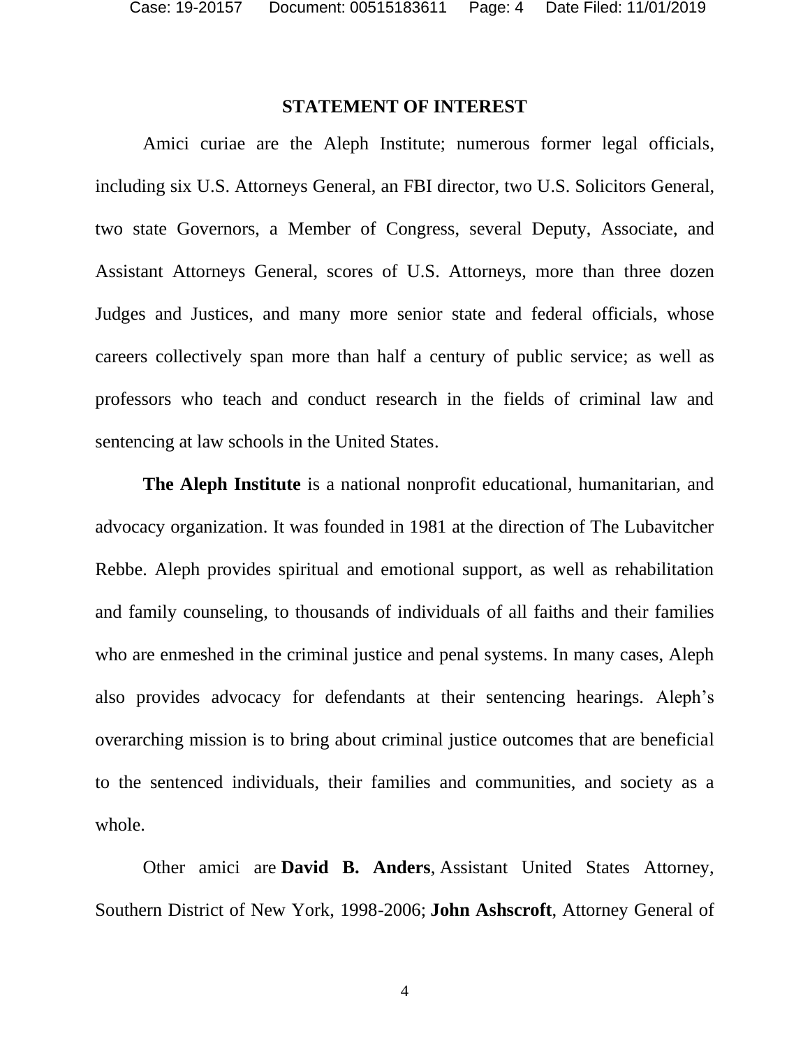## STATEMENT OF INTEREST

Amici curiae are the Aleph Institute; numerous former legal officials, including six U.S. Attorneys General, an FBI director, two U.S. Solicitors General, two state Governors, a Member of Congress, several Deputy, Associate, and Assistant Attorneys General, scores of U.S. Attorneys, more than three dozen Judges and Justices, and many more senior state and federal officials, whose careers collectively span more than half a century of public service; as well as professors who teach and conduct research in the fields of criminal law and sentencing at law schools in the United States.

**The Aleph Institute** is a national nonprofit educational, humanitarian, and advocacy organization. It was founded in 1981 at the direction of The Lubavitcher Rebbe. Aleph provides spiritual and emotional support, as well as rehabilitation and family counseling, to thousands of individuals of all faiths and their families who are enmeshed in the criminal justice and penal systems. In many cases, Aleph also provides advocacy for defendants at their sentencing hearings. Aleph's overarching mission is to bring about criminal justice outcomes that are beneficial to the sentenced individuals, their families and communities, and society as a whole.

Other amici are **David B. Anders**, Assistant United States Attorney, Southern District of New York, 1998-2006; **John Ashscroft**, Attorney General of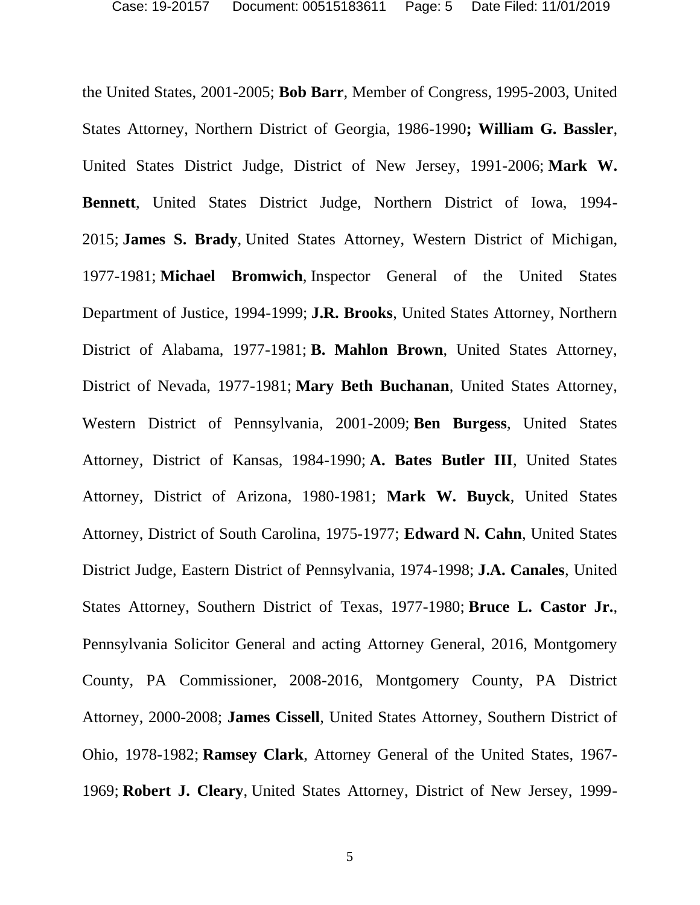the United States, 2001-2005; **Bob Barr**, Member of Congress, 1995-2003, United States Attorney, Northern District of Georgia, 1986-1990**; William G. Bassler**, United States District Judge, District of New Jersey, 1991-2006; **Mark W. Bennett**, United States District Judge, Northern District of Iowa, 1994-2015; **James S. Brady**, United States Attorney, Western District of Michigan, 1977-1981; **Michael Bromwich**, Inspector General of the United States Department of Justice, 1994-1999; **J.R. Brooks**, United States Attorney, Northern District of Alabama, 1977-1981; **B. Mahlon Brown**, United States Attorney, District of Nevada, 1977-1981; **Mary Beth Buchanan**, United States Attorney, Western District of Pennsylvania, 2001-2009; **Ben Burgess**, United States Attorney, District of Kansas, 1984-1990; **A. Bates Butler III**, United States Attorney, District of Arizona, 1980-1981; **Mark W. Buyck**, United States Attorney, District of South Carolina, 1975-1977; **Edward N. Cahn**, United States District Judge, Eastern District of Pennsylvania, 1974-1998; **J.A. Canales**, United States Attorney, Southern District of Texas, 1977-1980; **Bruce L. Castor Jr.**, Pennsylvania Solicitor General and acting Attorney General, 2016, Montgomery County, PA Commissioner, 2008-2016, Montgomery County, PA District Attorney, 2000-2008; **James Cissell**, United States Attorney, Southern District of Ohio, 1978-1982; **Ramsey Clark**, Attorney General of the United States, 1967-1969; **Robert J. Cleary**, United States Attorney, District of New Jersey, 1999-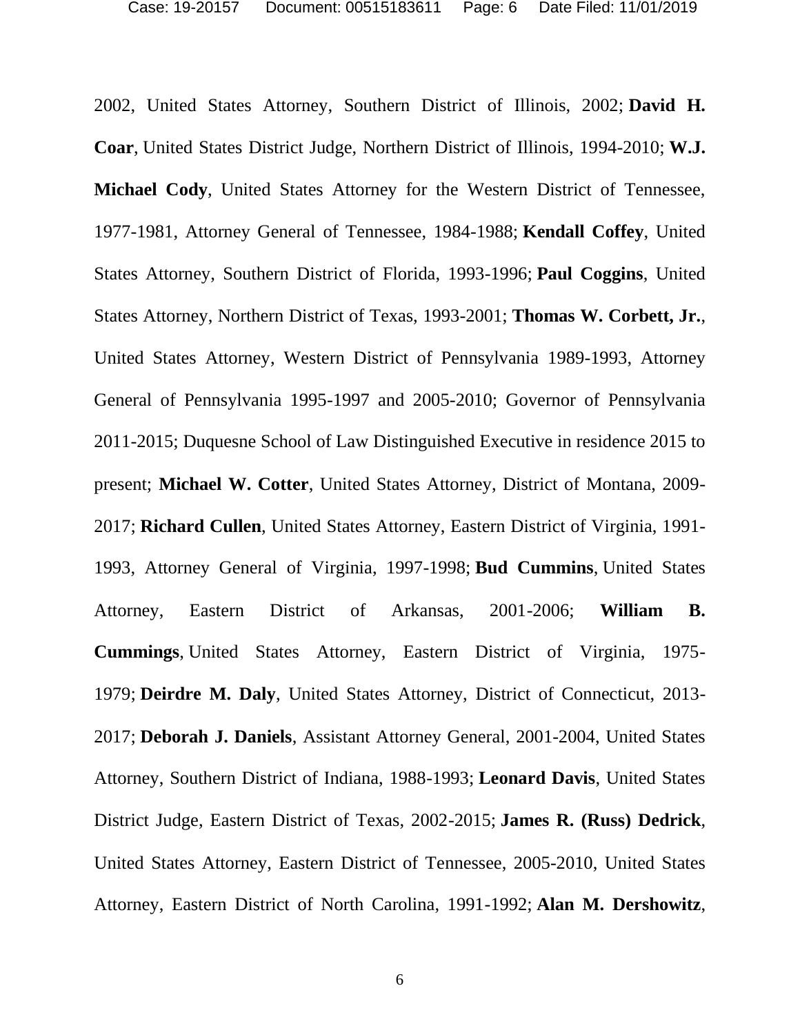2002, United States Attorney, Southern District of Illinois, 2002; **David H. Coar**, United States District Judge, Northern District of Illinois, 1994-2010; **W.J. Michael Cody**, United States Attorney for the Western District of Tennessee, 1977-1981, Attorney General of Tennessee, 1984-1988; **Kendall Coffey**, United States Attorney, Southern District of Florida, 1993-1996; **Paul Coggins**, United States Attorney, Northern District of Texas, 1993-2001; **Thomas W. Corbett, Jr.**, United States Attorney, Western District of Pennsylvania 1989-1993, Attorney General of Pennsylvania 1995-1997 and 2005-2010; Governor of Pennsylvania 2011-2015; Duquesne School of Law Distinguished Executive in residence 2015 to present; **Michael W. Cotter**, United States Attorney, District of Montana, 2009-2017; **Richard Cullen**, United States Attorney, Eastern District of Virginia, 1991-1993, Attorney General of Virginia, 1997-1998; **Bud Cummins**, United States Attorney, Eastern District of Arkansas, 2001-2006; **William B. Cummings**, United States Attorney, Eastern District of Virginia, 1975-1979; **Deirdre M. Daly**, United States Attorney, District of Connecticut, 2013-2017; **Deborah J. Daniels**, Assistant Attorney General, 2001-2004, United States Attorney, Southern District of Indiana, 1988-1993; **Leonard Davis**, United States District Judge, Eastern District of Texas, 2002-2015; **James R. (Russ) Dedrick**, United States Attorney, Eastern District of Tennessee, 2005-2010, United States Attorney, Eastern District of North Carolina, 1991-1992; **Alan M. Dershowitz**,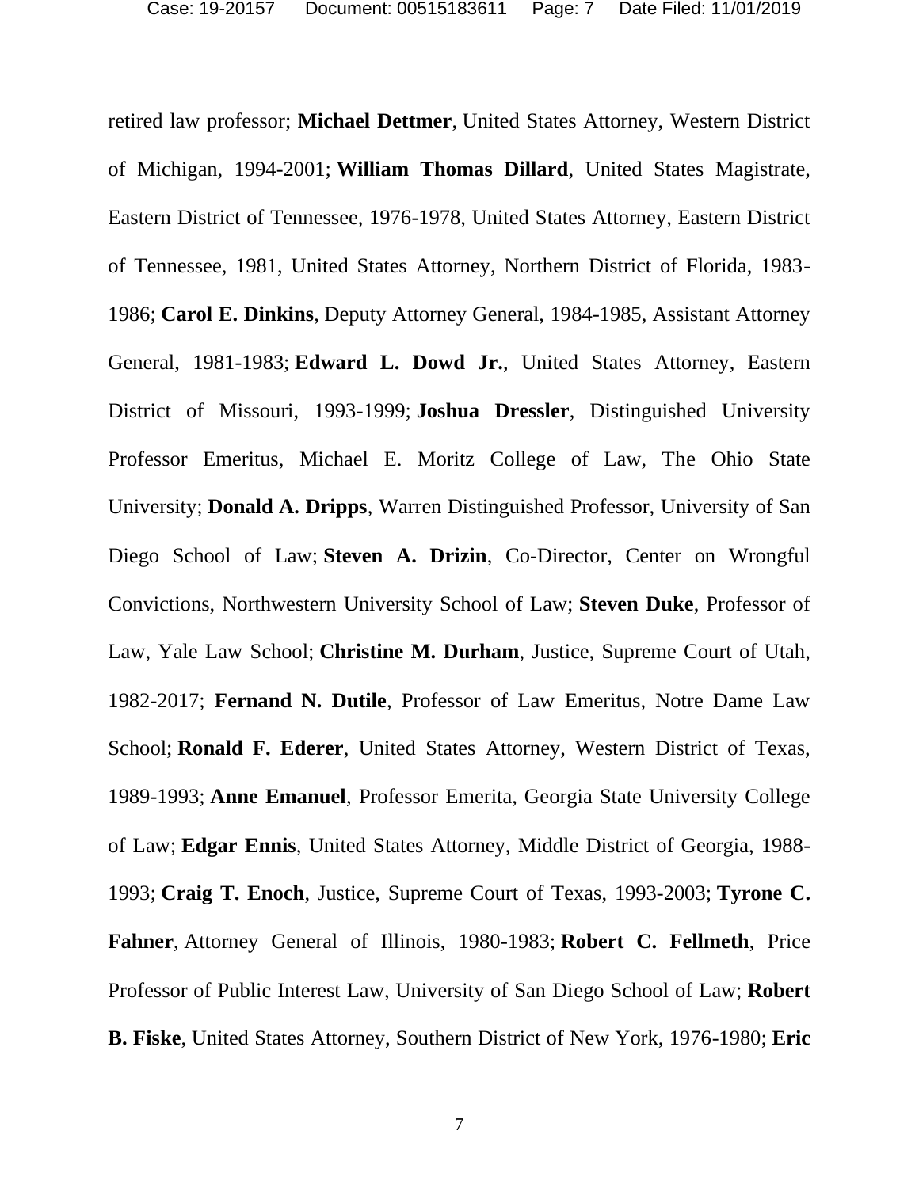retired law professor; **Michael Dettmer**, United States Attorney, Western District of Michigan, 1994-2001; **William Thomas Dillard**, United States Magistrate, Eastern District of Tennessee, 1976-1978, United States Attorney, Eastern District of Tennessee, 1981, United States Attorney, Northern District of Florida, 1983-1986; **Carol E. Dinkins**, Deputy Attorney General, 1984-1985, Assistant Attorney General, 1981-1983; **Edward L. Dowd Jr.**, United States Attorney, Eastern District of Missouri, 1993-1999; **Joshua Dressler**, Distinguished University Professor Emeritus, Michael E. Moritz College of Law, The Ohio State University; **Donald A. Dripps**, Warren Distinguished Professor, University of San Diego School of Law; **Steven A. Drizin**, Co-Director, Center on Wrongful Convictions, Northwestern University School of Law; **Steven Duke**, Professor of Law, Yale Law School; **Christine M. Durham**, Justice, Supreme Court of Utah, 1982-2017; **Fernand N. Dutile**, Professor of Law Emeritus, Notre Dame Law School; **Ronald F. Ederer**, United States Attorney, Western District of Texas, 1989-1993; **Anne Emanuel**, Professor Emerita, Georgia State University College of Law; **Edgar Ennis**, United States Attorney, Middle District of Georgia, 1988-1993; **Craig T. Enoch**, Justice, Supreme Court of Texas, 1993-2003; **Tyrone C. Fahner**, Attorney General of Illinois, 1980-1983; **Robert C. Fellmeth**, Price Professor of Public Interest Law, University of San Diego School of Law; **Robert B. Fiske**, United States Attorney, Southern District of New York, 1976-1980; **Eric**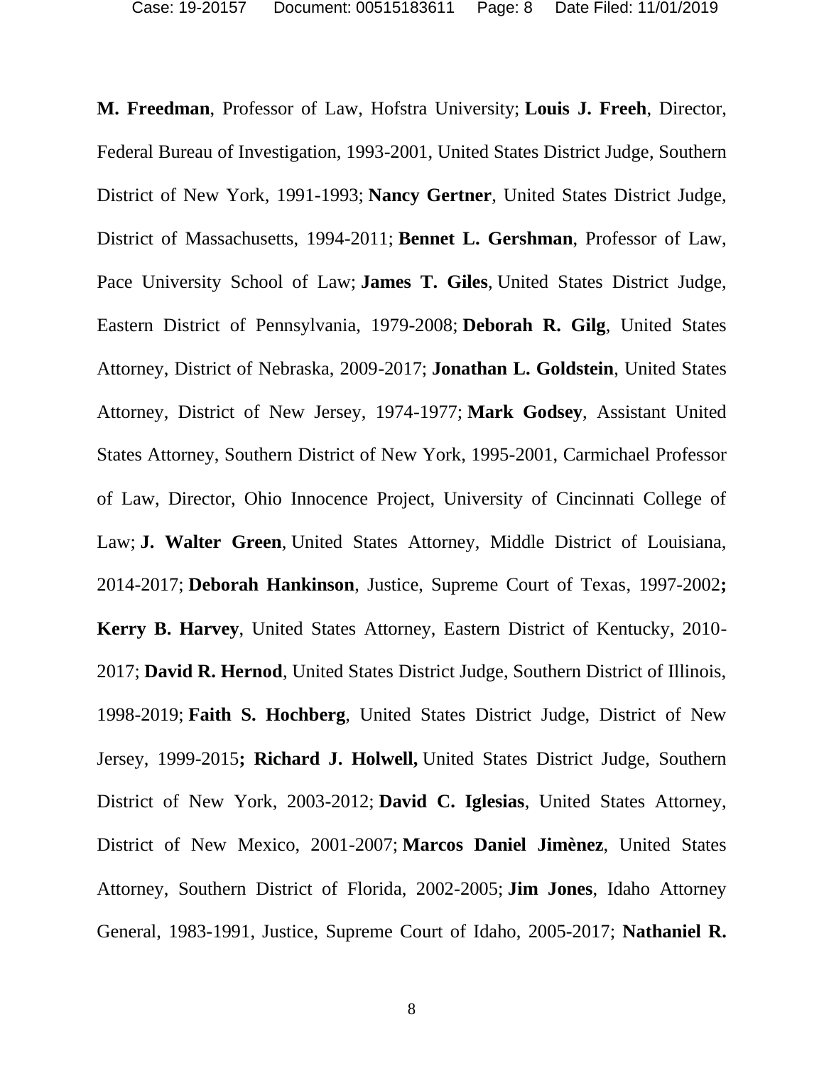**M. Freedman**, Professor of Law, Hofstra University; **Louis J. Freeh**, Director, Federal Bureau of Investigation, 1993-2001, United States District Judge, Southern District of New York, 1991-1993; **Nancy Gertner**, United States District Judge, District of Massachusetts, 1994-2011; **Bennet L. Gershman**, Professor of Law, Pace University School of Law; **James T. Giles**, United States District Judge, Eastern District of Pennsylvania, 1979-2008; **Deborah R. Gilg**, United States Attorney, District of Nebraska, 2009-2017; **Jonathan L. Goldstein**, United States Attorney, District of New Jersey, 1974-1977; **Mark Godsey**, Assistant United States Attorney, Southern District of New York, 1995-2001, Carmichael Professor of Law, Director, Ohio Innocence Project, University of Cincinnati College of Law; **J. Walter Green**, United States Attorney, Middle District of Louisiana, 2014-2017; **Deborah Hankinson**, Justice, Supreme Court of Texas, 1997-2002**;** **Kerry B. Harvey**, United States Attorney, Eastern District of Kentucky, 2010-2017; **David R. Hernod**, United States District Judge, Southern District of Illinois, 1998-2019; **Faith S. Hochberg**, United States District Judge, District of New Jersey, 1999-2015**; Richard J. Holwell,** United States District Judge, Southern District of New York, 2003-2012; **David C. Iglesias**, United States Attorney, District of New Mexico, 2001-2007; **Marcos Daniel Jimènez**, United States Attorney, Southern District of Florida, 2002-2005; **Jim Jones**, Idaho Attorney General, 1983-1991, Justice, Supreme Court of Idaho, 2005-2017; **Nathaniel R.**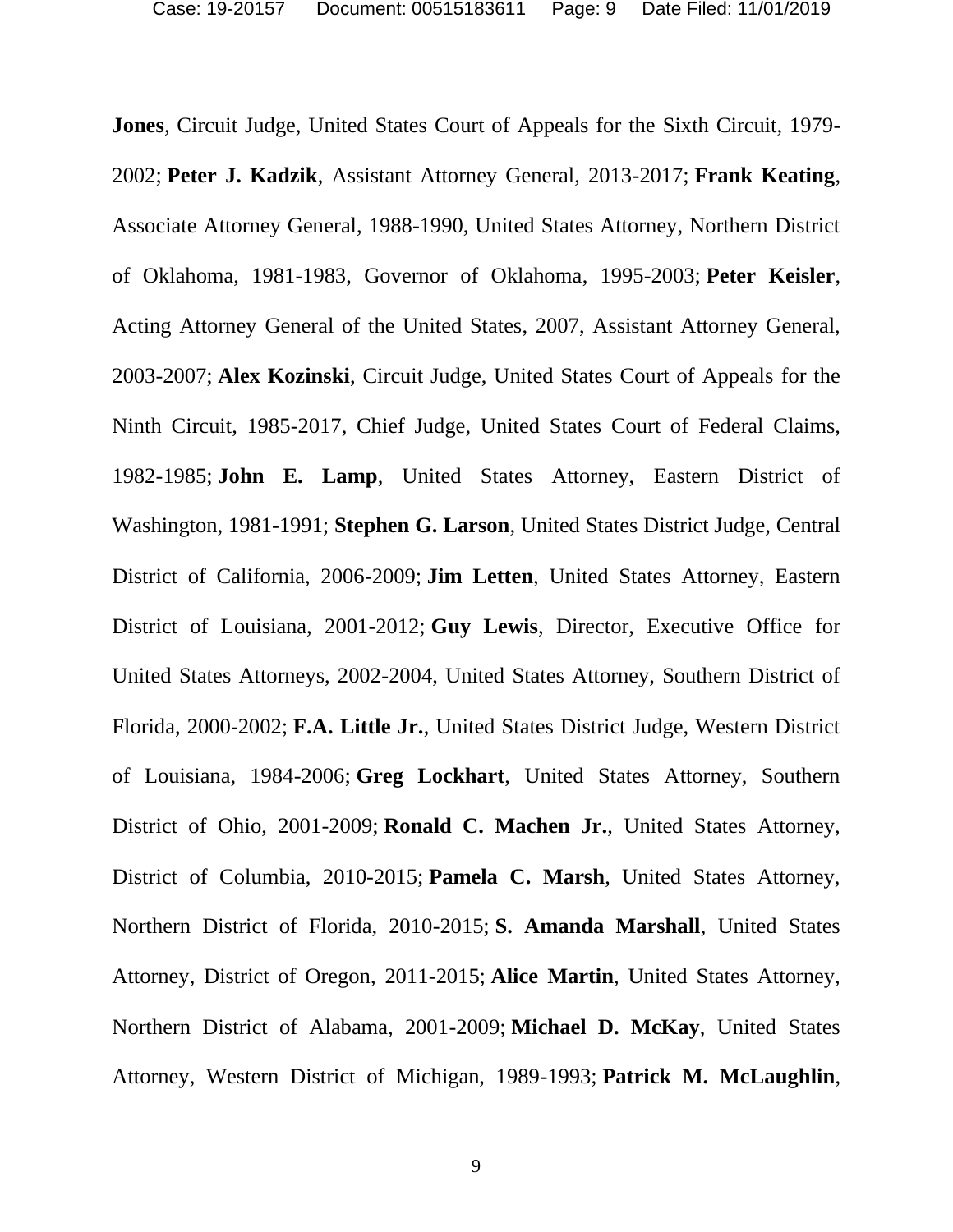**Jones**, Circuit Judge, United States Court of Appeals for the Sixth Circuit, 1979-2002; **Peter J. Kadzik**, Assistant Attorney General, 2013-2017; **Frank Keating**, Associate Attorney General, 1988-1990, United States Attorney, Northern District of Oklahoma, 1981-1983, Governor of Oklahoma, 1995-2003; **Peter Keisler**, Acting Attorney General of the United States, 2007, Assistant Attorney General, 2003-2007; **Alex Kozinski**, Circuit Judge, United States Court of Appeals for the Ninth Circuit, 1985-2017, Chief Judge, United States Court of Federal Claims, 1982-1985; **John E. Lamp**, United States Attorney, Eastern District of Washington, 1981-1991; **Stephen G. Larson**, United States District Judge, Central District of California, 2006-2009; **Jim Letten**, United States Attorney, Eastern District of Louisiana, 2001-2012; **Guy Lewis**, Director, Executive Office for United States Attorneys, 2002-2004, United States Attorney, Southern District of Florida, 2000-2002; **F.A. Little Jr.**, United States District Judge, Western District of Louisiana, 1984-2006; **Greg Lockhart**, United States Attorney, Southern District of Ohio, 2001-2009; **Ronald C. Machen Jr.**, United States Attorney, District of Columbia, 2010-2015; **Pamela C. Marsh**, United States Attorney, Northern District of Florida, 2010-2015; **S. Amanda Marshall**, United States Attorney, District of Oregon, 2011-2015; **Alice Martin**, United States Attorney, Northern District of Alabama, 2001-2009; **Michael D. McKay**, United States Attorney, Western District of Michigan, 1989-1993; **Patrick M. McLaughlin**,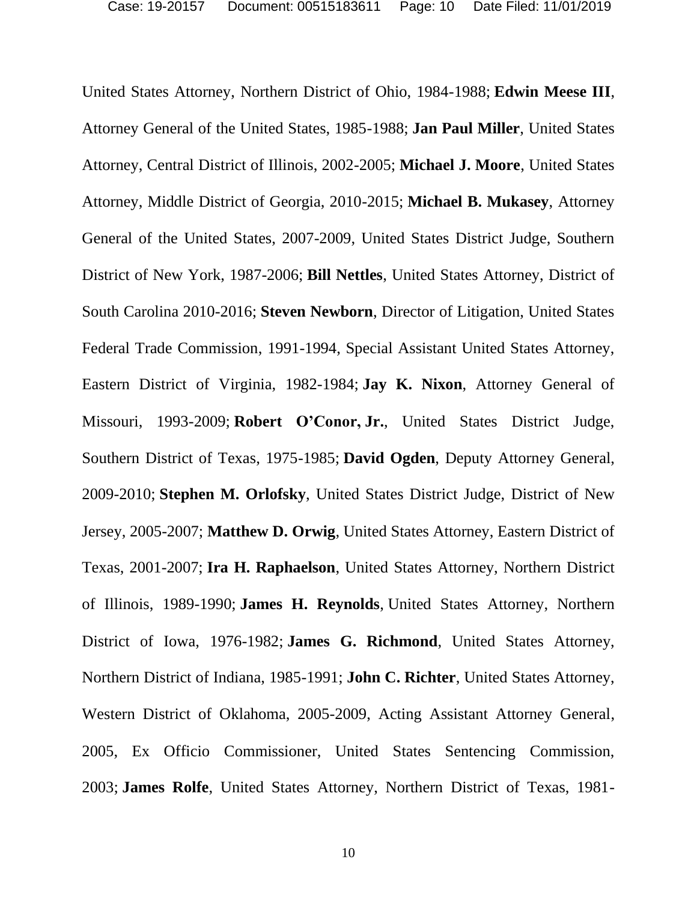United States Attorney, Northern District of Ohio, 1984-1988; **Edwin Meese III**, Attorney General of the United States, 1985-1988; **Jan Paul Miller**, United States Attorney, Central District of Illinois, 2002-2005; **Michael J. Moore**, United States Attorney, Middle District of Georgia, 2010-2015; **Michael B. Mukasey**, Attorney General of the United States, 2007-2009, United States District Judge, Southern District of New York, 1987-2006; **Bill Nettles**, United States Attorney, District of South Carolina 2010-2016; **Steven Newborn**, Director of Litigation, United States Federal Trade Commission, 1991-1994, Special Assistant United States Attorney, Eastern District of Virginia, 1982-1984; **Jay K. Nixon**, Attorney General of Missouri, 1993-2009; **Robert O'Conor, Jr.**, United States District Judge, Southern District of Texas, 1975-1985; **David Ogden**, Deputy Attorney General, 2009-2010; **Stephen M. Orlofsky**, United States District Judge, District of New Jersey, 2005-2007; **Matthew D. Orwig**, United States Attorney, Eastern District of Texas, 2001-2007; **Ira H. Raphaelson**, United States Attorney, Northern District of Illinois, 1989-1990; **James H. Reynolds**, United States Attorney, Northern District of Iowa, 1976-1982; **James G. Richmond**, United States Attorney, Northern District of Indiana, 1985-1991; **John C. Richter**, United States Attorney, Western District of Oklahoma, 2005-2009, Acting Assistant Attorney General, 2005, Ex Officio Commissioner, United States Sentencing Commission, 2003; **James Rolfe**, United States Attorney, Northern District of Texas, 1981-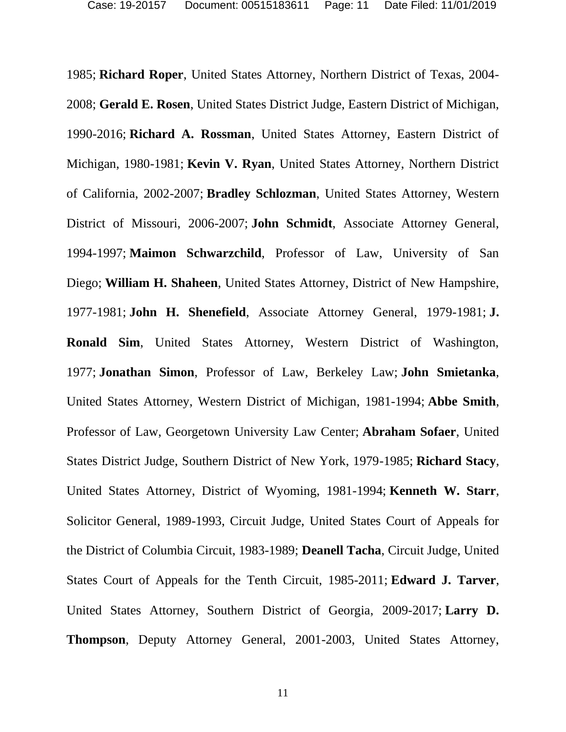1985; **Richard Roper**, United States Attorney, Northern District of Texas, 2004-2008; **Gerald E. Rosen**, United States District Judge, Eastern District of Michigan, 1990-2016; **Richard A. Rossman**, United States Attorney, Eastern District of Michigan, 1980-1981; **Kevin V. Ryan**, United States Attorney, Northern District of California, 2002-2007; **Bradley Schlozman**, United States Attorney, Western District of Missouri, 2006-2007; **John Schmidt**, Associate Attorney General, 1994-1997; **Maimon Schwarzchild**, Professor of Law, University of San Diego; **William H. Shaheen**, United States Attorney, District of New Hampshire, 1977-1981; **John H. Shenefield**, Associate Attorney General, 1979-1981; **J. Ronald Sim**, United States Attorney, Western District of Washington, 1977; **Jonathan Simon**, Professor of Law, Berkeley Law; **John Smietanka**, United States Attorney, Western District of Michigan, 1981-1994; **Abbe Smith**, Professor of Law, Georgetown University Law Center; **Abraham Sofaer**, United States District Judge, Southern District of New York, 1979-1985; **Richard Stacy**, United States Attorney, District of Wyoming, 1981-1994; **Kenneth W. Starr**, Solicitor General, 1989-1993, Circuit Judge, United States Court of Appeals for the District of Columbia Circuit, 1983-1989; **Deanell Tacha**, Circuit Judge, United States Court of Appeals for the Tenth Circuit, 1985-2011; **Edward J. Tarver**, United States Attorney, Southern District of Georgia, 2009-2017; **Larry D. Thompson**, Deputy Attorney General, 2001-2003, United States Attorney,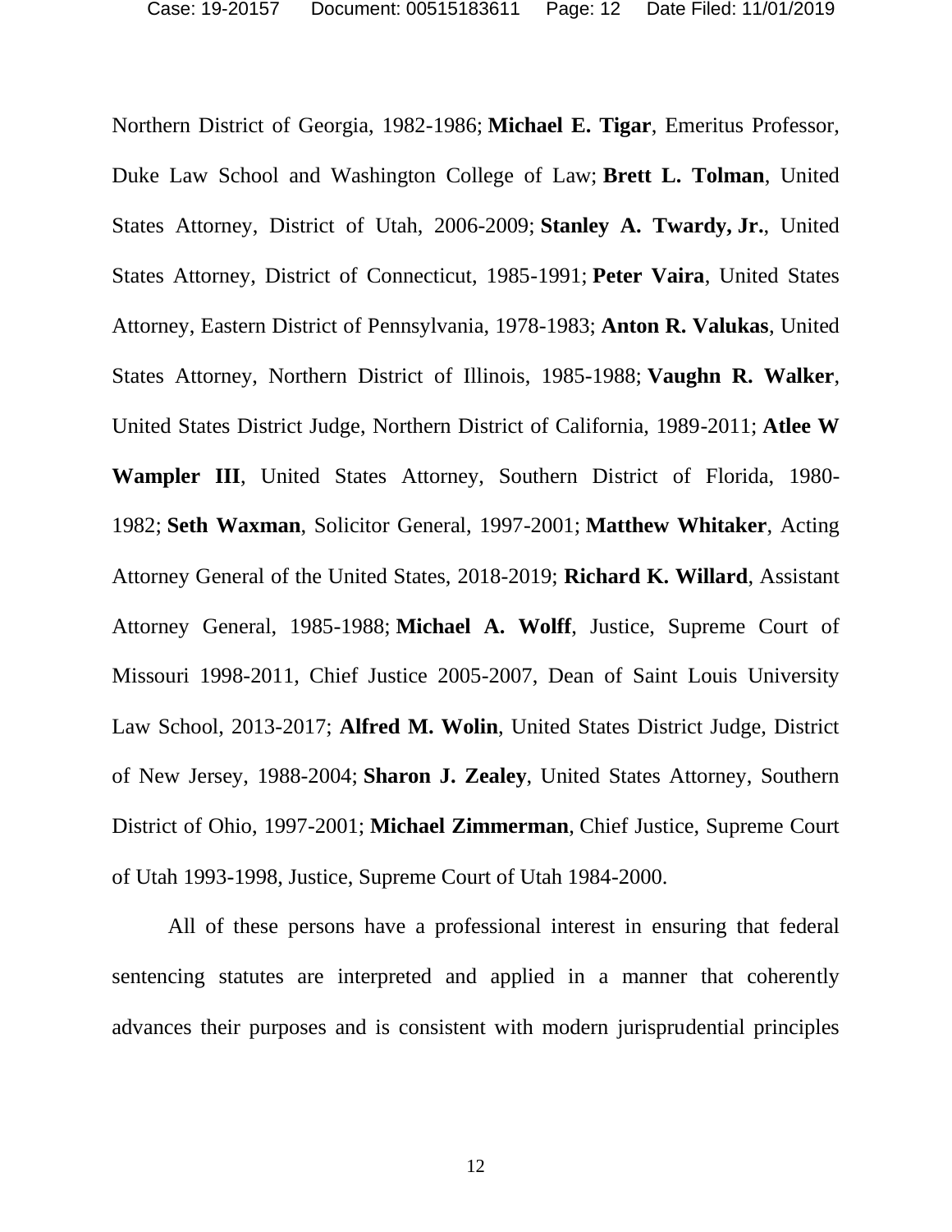Northern District of Georgia, 1982-1986; **Michael E. Tigar**, Emeritus Professor, Duke Law School and Washington College of Law; **Brett L. Tolman**, United States Attorney, District of Utah, 2006-2009; **Stanley A. Twardy, Jr.**, United States Attorney, District of Connecticut, 1985-1991; **Peter Vaira**, United States Attorney, Eastern District of Pennsylvania, 1978-1983; **Anton R. Valukas**, United States Attorney, Northern District of Illinois, 1985-1988; **Vaughn R. Walker**, United States District Judge, Northern District of California, 1989-2011; **Atlee W Wampler III**, United States Attorney, Southern District of Florida, 1980-1982; **Seth Waxman**, Solicitor General, 1997-2001; **Matthew Whitaker**, Acting Attorney General of the United States, 2018-2019; **Richard K. Willard**, Assistant Attorney General, 1985-1988; **Michael A. Wolff**, Justice, Supreme Court of Missouri 1998-2011, Chief Justice 2005-2007, Dean of Saint Louis University Law School, 2013-2017; **Alfred M. Wolin**, United States District Judge, District of New Jersey, 1988-2004; **Sharon J. Zealey**, United States Attorney, Southern District of Ohio, 1997-2001; **Michael Zimmerman**, Chief Justice, Supreme Court of Utah 1993-1998, Justice, Supreme Court of Utah 1984-2000.

All of these persons have a professional interest in ensuring that federal sentencing statutes are interpreted and applied in a manner that coherently advances their purposes and is consistent with modern jurisprudential principles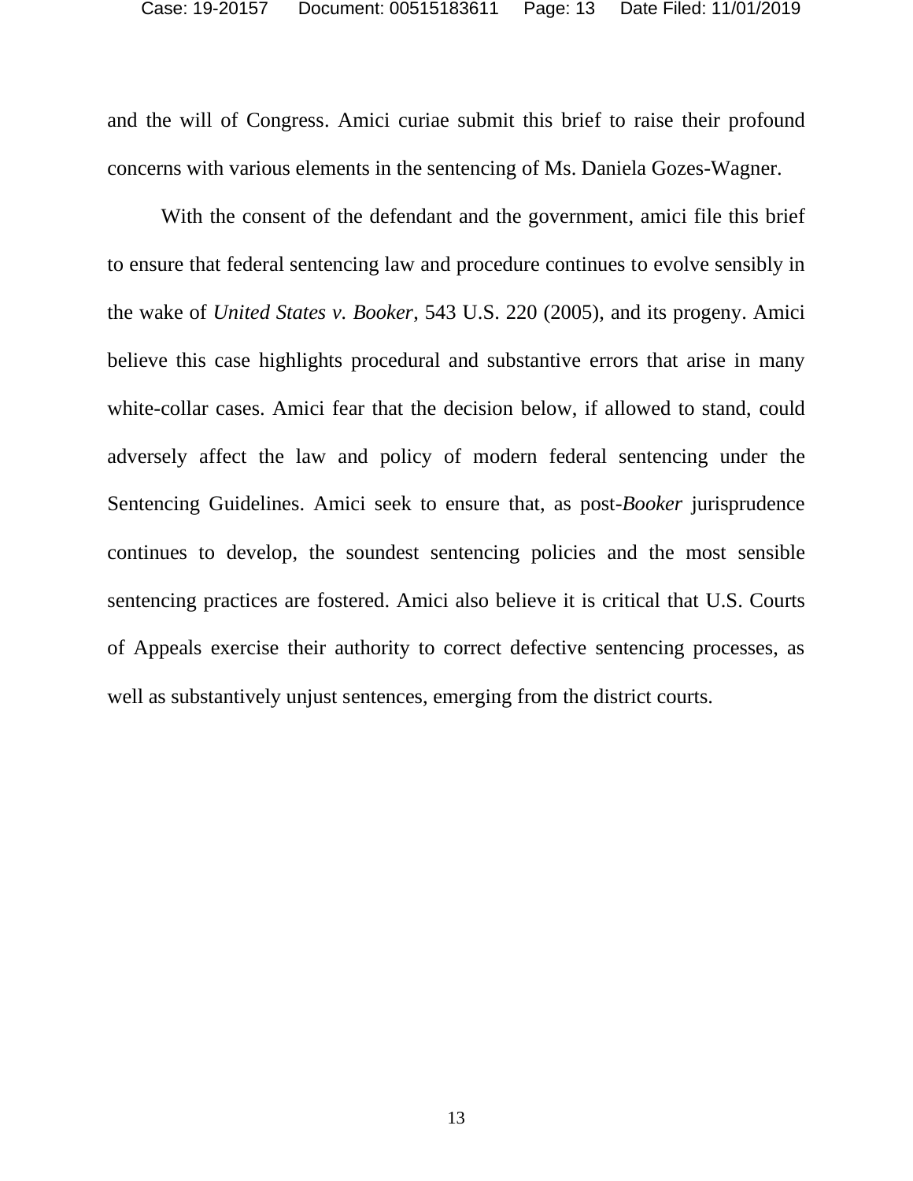and the will of Congress. Amici curiae submit this brief to raise their profound concerns with various elements in the sentencing of Ms. Daniela Gozes-Wagner.

With the consent of the defendant and the government, amici file this brief to ensure that federal sentencing law and procedure continues to evolve sensibly in the wake of *United States v. Booker*, 543 U.S. 220 (2005), and its progeny. Amici believe this case highlights procedural and substantive errors that arise in many white-collar cases. Amici fear that the decision below, if allowed to stand, could adversely affect the law and policy of modern federal sentencing under the Sentencing Guidelines. Amici seek to ensure that, as post-*Booker* jurisprudence continues to develop, the soundest sentencing policies and the most sensible sentencing practices are fostered. Amici also believe it is critical that U.S. Courts of Appeals exercise their authority to correct defective sentencing processes, as well as substantively unjust sentences, emerging from the district courts.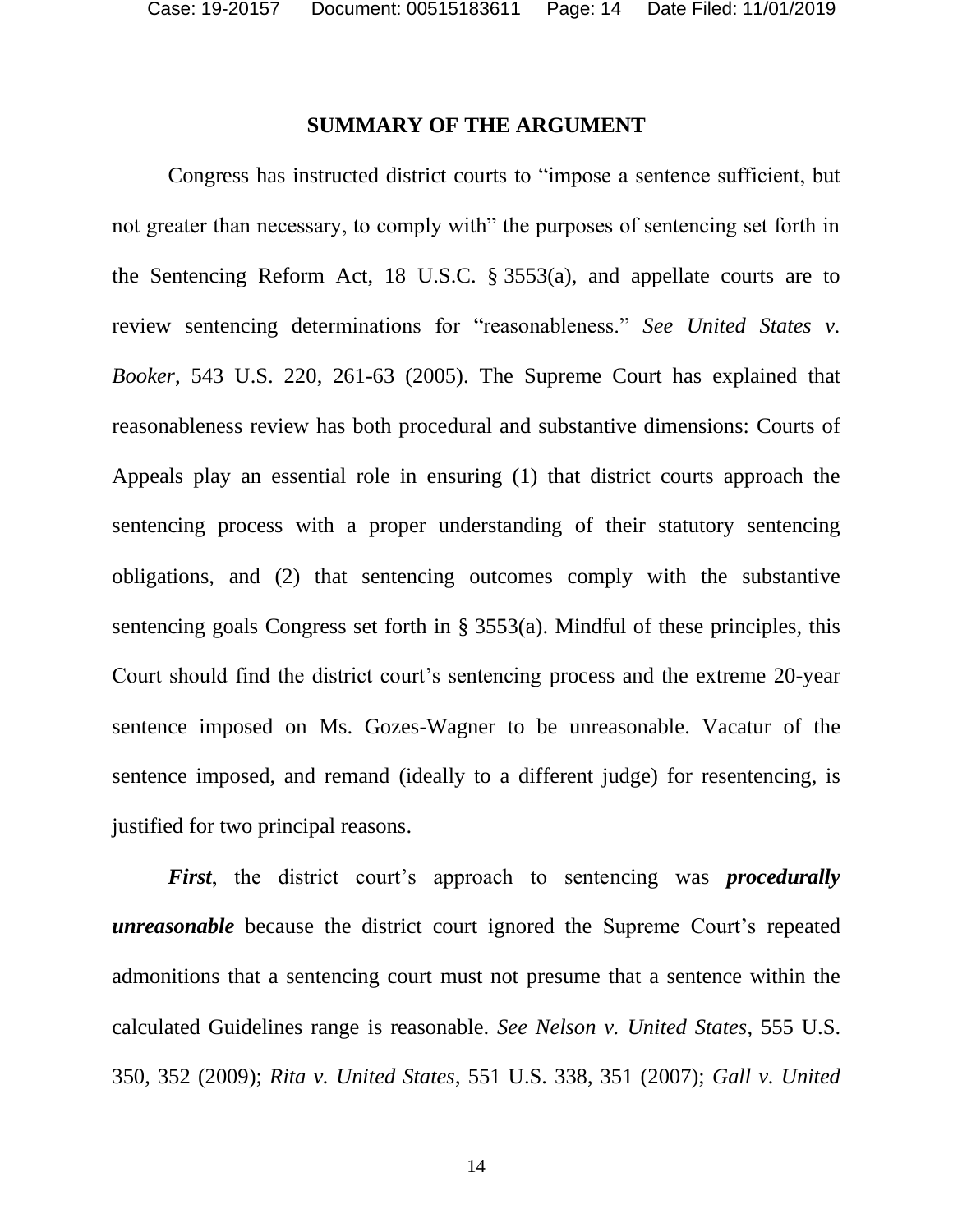## SUMMARY OF THE ARGUMENT

Congress has instructed district courts to "impose a sentence sufficient, but not greater than necessary, to comply with" the purposes of sentencing set forth in the Sentencing Reform Act, 18 U.S.C. § 3553(a), and appellate courts are to review sentencing determinations for "reasonableness." *See United States v. Booker*, 543 U.S. 220, 261-63 (2005). The Supreme Court has explained that reasonableness review has both procedural and substantive dimensions: Courts of Appeals play an essential role in ensuring (1) that district courts approach the sentencing process with a proper understanding of their statutory sentencing obligations, and (2) that sentencing outcomes comply with the substantive sentencing goals Congress set forth in § 3553(a). Mindful of these principles, this Court should find the district court's sentencing process and the extreme 20-year sentence imposed on Ms. Gozes-Wagner to be unreasonable. Vacatur of the sentence imposed, and remand (ideally to a different judge) for resentencing, is justified for two principal reasons.

***First***, the district court's approach to sentencing was ***procedurally unreasonable*** because the district court ignored the Supreme Court's repeated admonitions that a sentencing court must not presume that a sentence within the calculated Guidelines range is reasonable. *See Nelson v. United States*, 555 U.S. 350, 352 (2009); *Rita v. United States*, 551 U.S. 338, 351 (2007); *Gall v. United*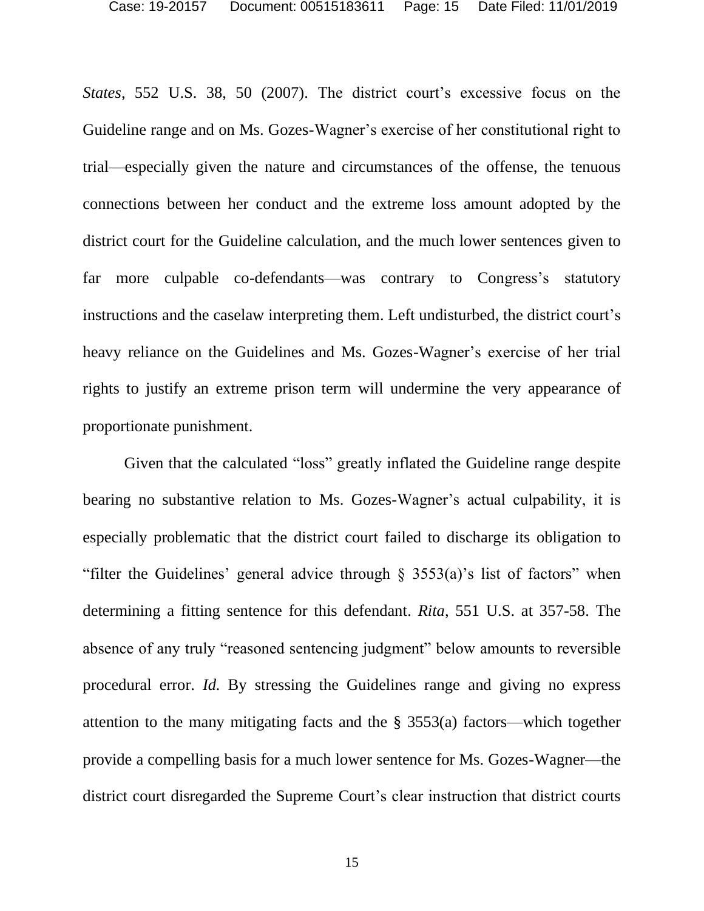*States*, 552 U.S. 38, 50 (2007). The district court's excessive focus on the Guideline range and on Ms. Gozes-Wagner's exercise of her constitutional right to trial—especially given the nature and circumstances of the offense, the tenuous connections between her conduct and the extreme loss amount adopted by the district court for the Guideline calculation, and the much lower sentences given to far more culpable co-defendants—was contrary to Congress's statutory instructions and the caselaw interpreting them. Left undisturbed, the district court's heavy reliance on the Guidelines and Ms. Gozes-Wagner's exercise of her trial rights to justify an extreme prison term will undermine the very appearance of proportionate punishment.

Given that the calculated "loss" greatly inflated the Guideline range despite bearing no substantive relation to Ms. Gozes-Wagner's actual culpability, it is especially problematic that the district court failed to discharge its obligation to "filter the Guidelines' general advice through § 3553(a)'s list of factors" when determining a fitting sentence for this defendant. *Rita*, 551 U.S. at 357-58. The absence of any truly "reasoned sentencing judgment" below amounts to reversible procedural error. *Id.* By stressing the Guidelines range and giving no express attention to the many mitigating facts and the § 3553(a) factors—which together provide a compelling basis for a much lower sentence for Ms. Gozes-Wagner—the district court disregarded the Supreme Court's clear instruction that district courts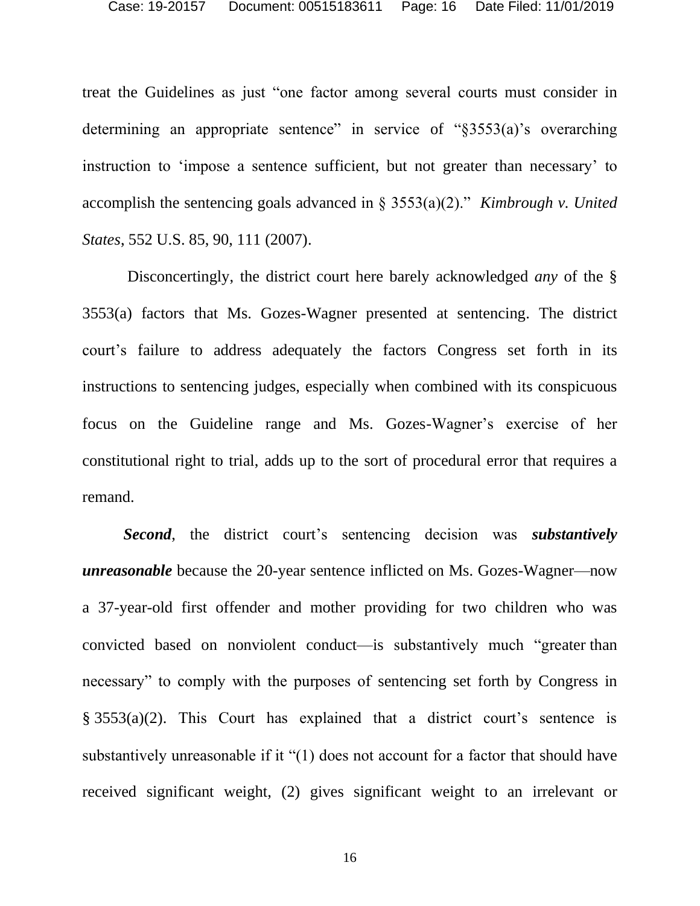treat the Guidelines as just "one factor among several courts must consider in determining an appropriate sentence" in service of "§3553(a)'s overarching instruction to 'impose a sentence sufficient, but not greater than necessary' to accomplish the sentencing goals advanced in § 3553(a)(2)." *Kimbrough v. United States*, 552 U.S. 85, 90, 111 (2007).

Disconcertingly, the district court here barely acknowledged *any* of the § 3553(a) factors that Ms. Gozes-Wagner presented at sentencing. The district court's failure to address adequately the factors Congress set forth in its instructions to sentencing judges, especially when combined with its conspicuous focus on the Guideline range and Ms. Gozes-Wagner's exercise of her constitutional right to trial, adds up to the sort of procedural error that requires a remand.

***Second***, the district court's sentencing decision was ***substantively unreasonable*** because the 20-year sentence inflicted on Ms. Gozes-Wagner—now a 37-year-old first offender and mother providing for two children who was convicted based on nonviolent conduct—is substantively much "greater than necessary" to comply with the purposes of sentencing set forth by Congress in § 3553(a)(2). This Court has explained that a district court's sentence is substantively unreasonable if it "(1) does not account for a factor that should have received significant weight, (2) gives significant weight to an irrelevant or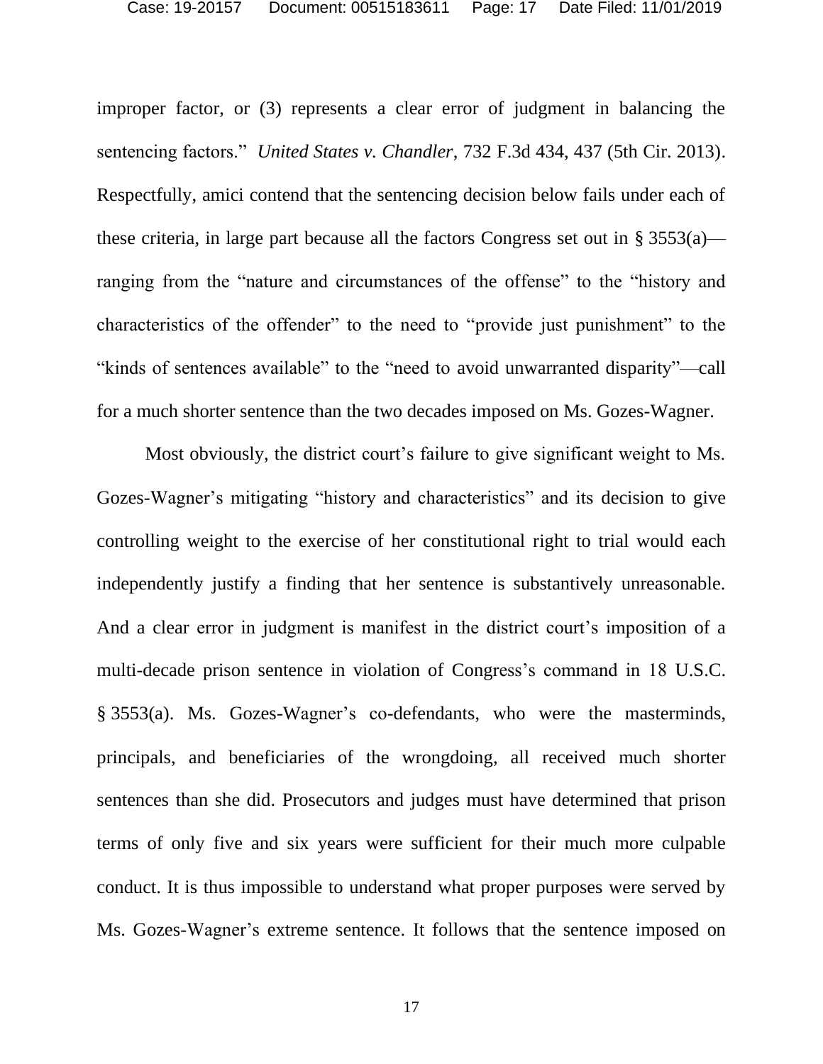improper factor, or (3) represents a clear error of judgment in balancing the sentencing factors." *United States v. Chandler*, 732 F.3d 434, 437 (5th Cir. 2013). Respectfully, amici contend that the sentencing decision below fails under each of these criteria, in large part because all the factors Congress set out in § 3553(a)—ranging from the "nature and circumstances of the offense" to the "history and characteristics of the offender" to the need to "provide just punishment" to the "kinds of sentences available" to the "need to avoid unwarranted disparity"—call for a much shorter sentence than the two decades imposed on Ms. Gozes-Wagner.

Most obviously, the district court's failure to give significant weight to Ms. Gozes-Wagner's mitigating "history and characteristics" and its decision to give controlling weight to the exercise of her constitutional right to trial would each independently justify a finding that her sentence is substantively unreasonable. And a clear error in judgment is manifest in the district court's imposition of a multi-decade prison sentence in violation of Congress's command in 18 U.S.C. § 3553(a). Ms. Gozes-Wagner's co-defendants, who were the masterminds, principals, and beneficiaries of the wrongdoing, all received much shorter sentences than she did. Prosecutors and judges must have determined that prison terms of only five and six years were sufficient for their much more culpable conduct. It is thus impossible to understand what proper purposes were served by Ms. Gozes-Wagner's extreme sentence. It follows that the sentence imposed on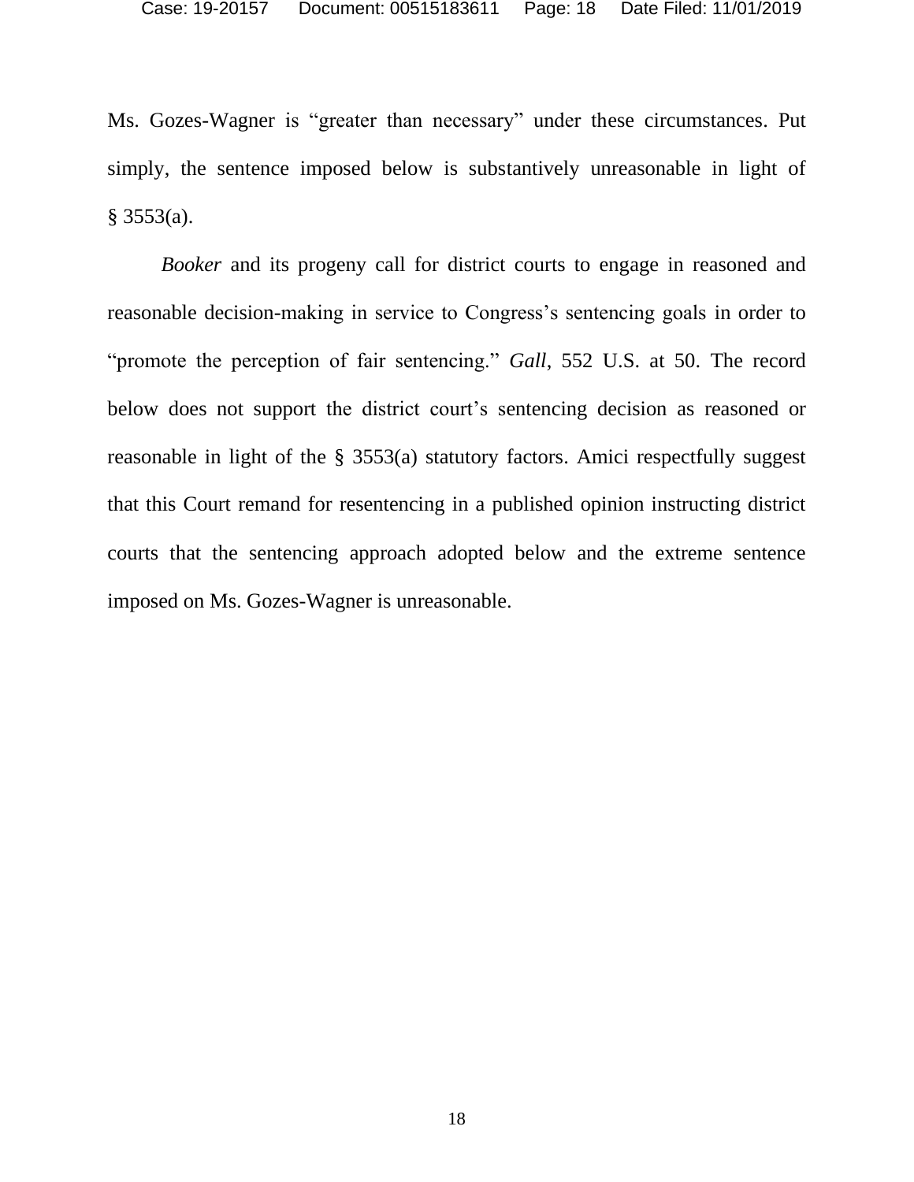Ms. Gozes-Wagner is "greater than necessary" under these circumstances. Put simply, the sentence imposed below is substantively unreasonable in light of § 3553(a).

*Booker* and its progeny call for district courts to engage in reasoned and reasonable decision-making in service to Congress's sentencing goals in order to "promote the perception of fair sentencing." *Gall*, 552 U.S. at 50. The record below does not support the district court's sentencing decision as reasoned or reasonable in light of the § 3553(a) statutory factors. Amici respectfully suggest that this Court remand for resentencing in a published opinion instructing district courts that the sentencing approach adopted below and the extreme sentence imposed on Ms. Gozes-Wagner is unreasonable.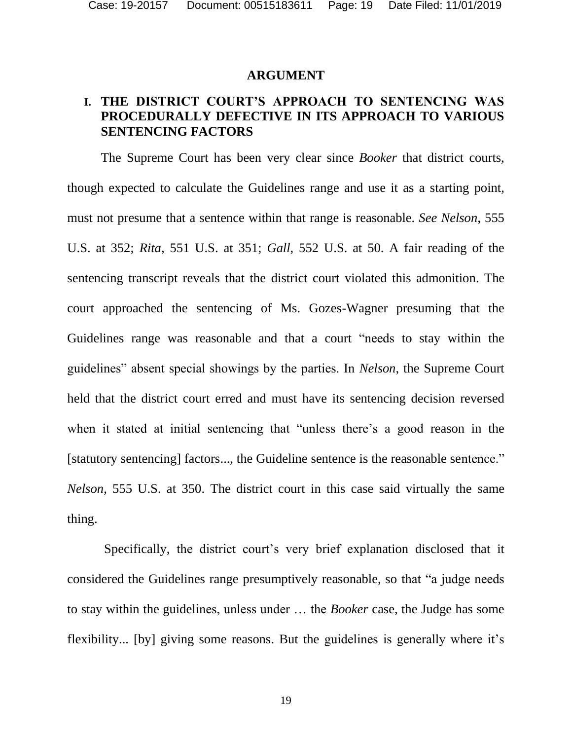## ARGUMENT

### I. THE DISTRICT COURT'S APPROACH TO SENTENCING WAS PROCEDURALLY DEFECTIVE IN ITS APPROACH TO VARIOUS SENTENCING FACTORS

The Supreme Court has been very clear since *Booker* that district courts, though expected to calculate the Guidelines range and use it as a starting point, must not presume that a sentence within that range is reasonable. *See Nelson*, 555 U.S. at 352; *Rita*, 551 U.S. at 351; *Gall*, 552 U.S. at 50. A fair reading of the sentencing transcript reveals that the district court violated this admonition. The court approached the sentencing of Ms. Gozes-Wagner presuming that the Guidelines range was reasonable and that a court "needs to stay within the guidelines" absent special showings by the parties. In *Nelson*, the Supreme Court held that the district court erred and must have its sentencing decision reversed when it stated at initial sentencing that "unless there's a good reason in the [statutory sentencing] factors..., the Guideline sentence is the reasonable sentence." *Nelson*, 555 U.S. at 350. The district court in this case said virtually the same thing.

Specifically, the district court's very brief explanation disclosed that it considered the Guidelines range presumptively reasonable, so that "a judge needs to stay within the guidelines, unless under … the *Booker* case, the Judge has some flexibility... [by] giving some reasons. But the guidelines is generally where it's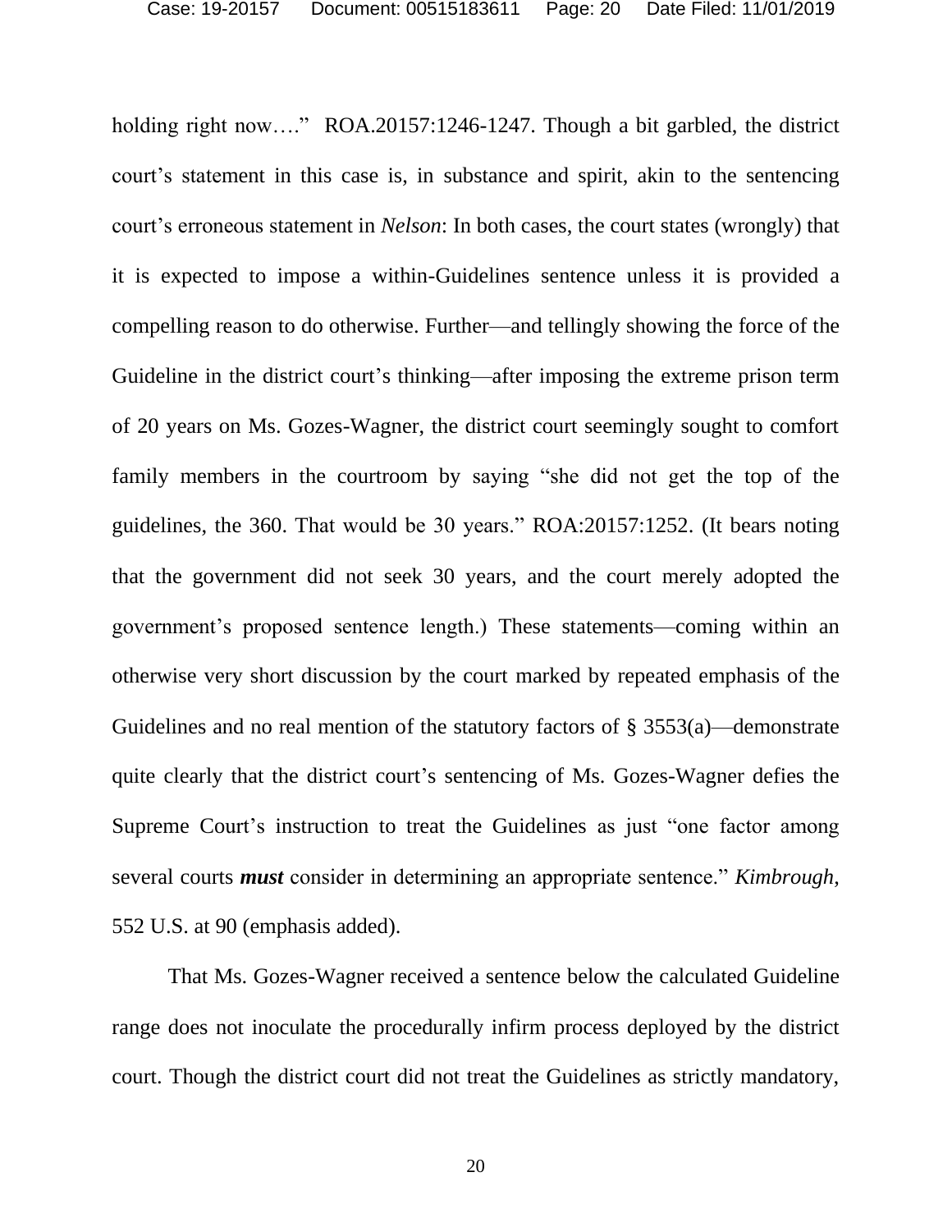holding right now…." ROA.20157:1246-1247. Though a bit garbled, the district court's statement in this case is, in substance and spirit, akin to the sentencing court's erroneous statement in *Nelson*: In both cases, the court states (wrongly) that it is expected to impose a within-Guidelines sentence unless it is provided a compelling reason to do otherwise. Further—and tellingly showing the force of the Guideline in the district court's thinking—after imposing the extreme prison term of 20 years on Ms. Gozes-Wagner, the district court seemingly sought to comfort family members in the courtroom by saying "she did not get the top of the guidelines, the 360. That would be 30 years." ROA:20157:1252. (It bears noting that the government did not seek 30 years, and the court merely adopted the government's proposed sentence length.) These statements—coming within an otherwise very short discussion by the court marked by repeated emphasis of the Guidelines and no real mention of the statutory factors of § 3553(a)—demonstrate quite clearly that the district court's sentencing of Ms. Gozes-Wagner defies the Supreme Court's instruction to treat the Guidelines as just "one factor among several courts ***must*** consider in determining an appropriate sentence." *Kimbrough*, 552 U.S. at 90 (emphasis added).

That Ms. Gozes-Wagner received a sentence below the calculated Guideline range does not inoculate the procedurally infirm process deployed by the district court. Though the district court did not treat the Guidelines as strictly mandatory,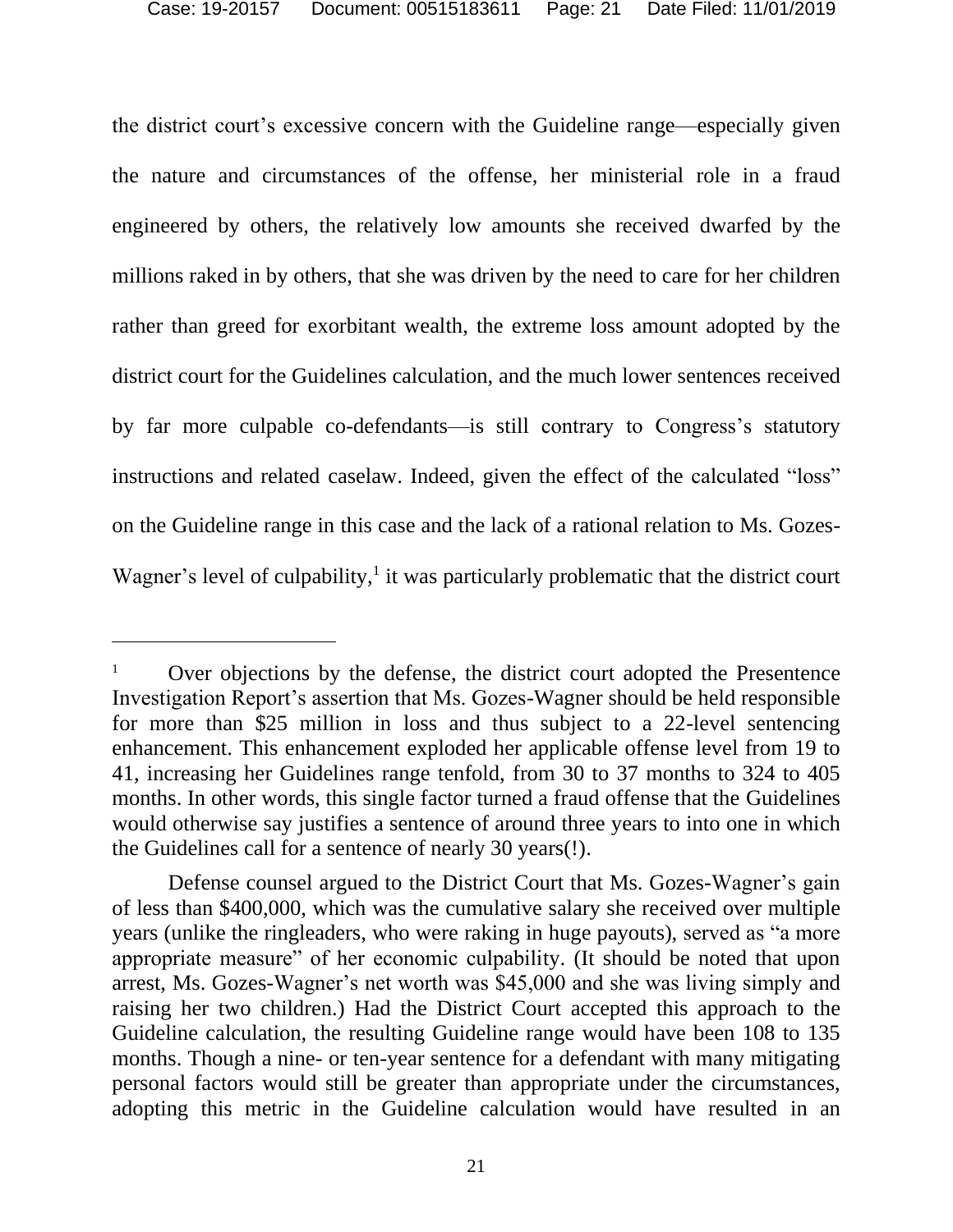the district court's excessive concern with the Guideline range—especially given the nature and circumstances of the offense, her ministerial role in a fraud engineered by others, the relatively low amounts she received dwarfed by the millions raked in by others, that she was driven by the need to care for her children rather than greed for exorbitant wealth, the extreme loss amount adopted by the district court for the Guidelines calculation, and the much lower sentences received by far more culpable co-defendants—is still contrary to Congress's statutory instructions and related caselaw. Indeed, given the effect of the calculated "loss" on the Guideline range in this case and the lack of a rational relation to Ms. Gozes-Wagner's level of culpability,[1] it was particularly problematic that the district court

---

[1] Over objections by the defense, the district court adopted the Presentence Investigation Report's assertion that Ms. Gozes-Wagner should be held responsible for more than $25 million in loss and thus subject to a 22-level sentencing enhancement. This enhancement exploded her applicable offense level from 19 to 41, increasing her Guidelines range tenfold, from 30 to 37 months to 324 to 405 months. In other words, this single factor turned a fraud offense that the Guidelines would otherwise say justifies a sentence of around three years to into one in which the Guidelines call for a sentence of nearly 30 years(!).

Defense counsel argued to the District Court that Ms. Gozes-Wagner's gain of less than $400,000, which was the cumulative salary she received over multiple years (unlike the ringleaders, who were raking in huge payouts), served as "a more appropriate measure" of her economic culpability. (It should be noted that upon arrest, Ms. Gozes-Wagner's net worth was $45,000 and she was living simply and raising her two children.) Had the District Court accepted this approach to the Guideline calculation, the resulting Guideline range would have been 108 to 135 months. Though a nine- or ten-year sentence for a defendant with many mitigating personal factors would still be greater than appropriate under the circumstances, adopting this metric in the Guideline calculation would have resulted in an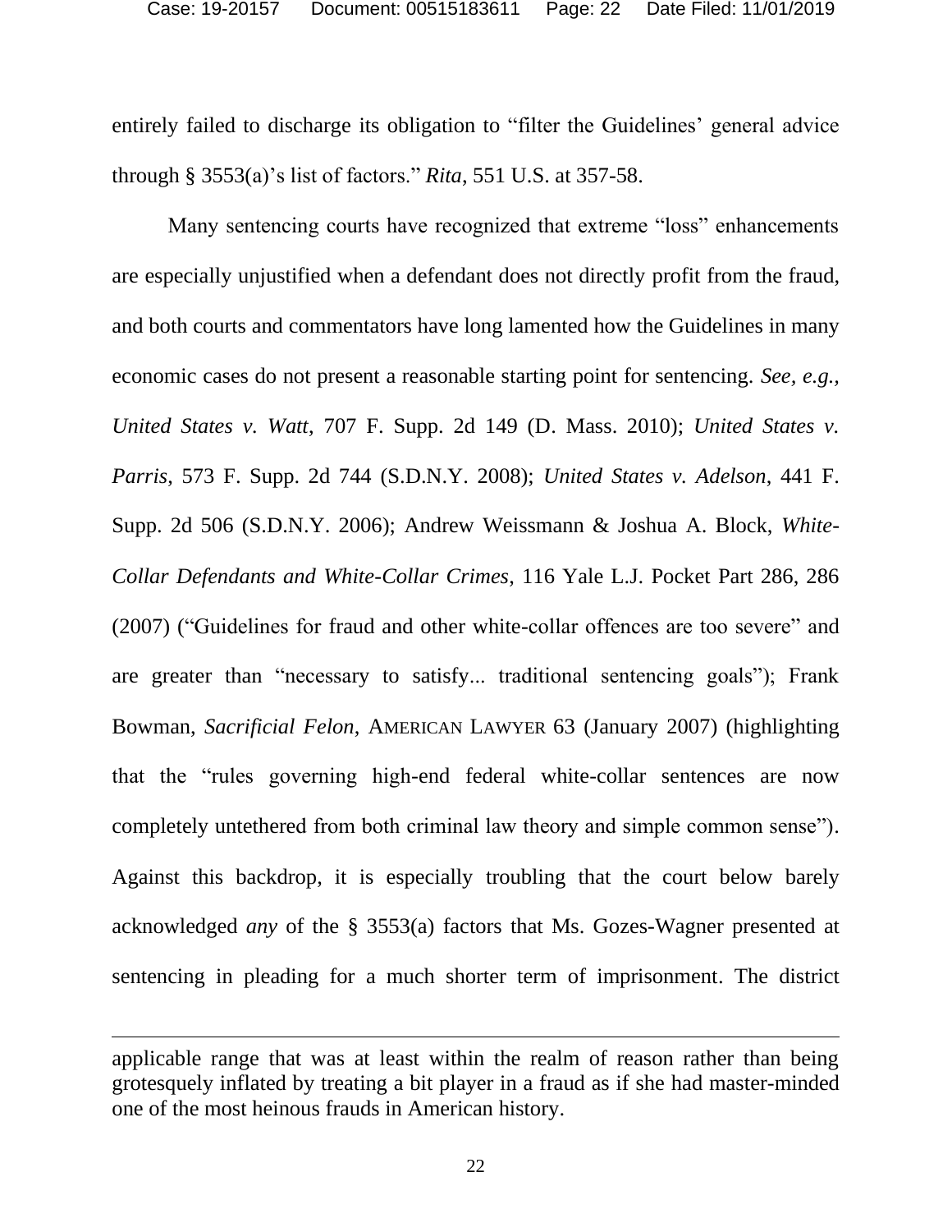entirely failed to discharge its obligation to "filter the Guidelines' general advice through § 3553(a)'s list of factors." *Rita*, 551 U.S. at 357-58.

Many sentencing courts have recognized that extreme "loss" enhancements are especially unjustified when a defendant does not directly profit from the fraud, and both courts and commentators have long lamented how the Guidelines in many economic cases do not present a reasonable starting point for sentencing. *See, e.g.*, *United States v. Watt*, 707 F. Supp. 2d 149 (D. Mass. 2010); *United States v. Parris*, 573 F. Supp. 2d 744 (S.D.N.Y. 2008); *United States v. Adelson*, 441 F. Supp. 2d 506 (S.D.N.Y. 2006); Andrew Weissmann & Joshua A. Block, *White-Collar Defendants and White-Collar Crimes*, 116 Yale L.J. Pocket Part 286, 286 (2007) ("Guidelines for fraud and other white-collar offences are too severe" and are greater than "necessary to satisfy... traditional sentencing goals"); Frank Bowman, *Sacrificial Felon*, AMERICAN LAWYER 63 (January 2007) (highlighting that the "rules governing high-end federal white-collar sentences are now completely untethered from both criminal law theory and simple common sense"). Against this backdrop, it is especially troubling that the court below barely acknowledged *any* of the § 3553(a) factors that Ms. Gozes-Wagner presented at sentencing in pleading for a much shorter term of imprisonment. The district

---

applicable range that was at least within the realm of reason rather than being grotesquely inflated by treating a bit player in a fraud as if she had master-minded one of the most heinous frauds in American history.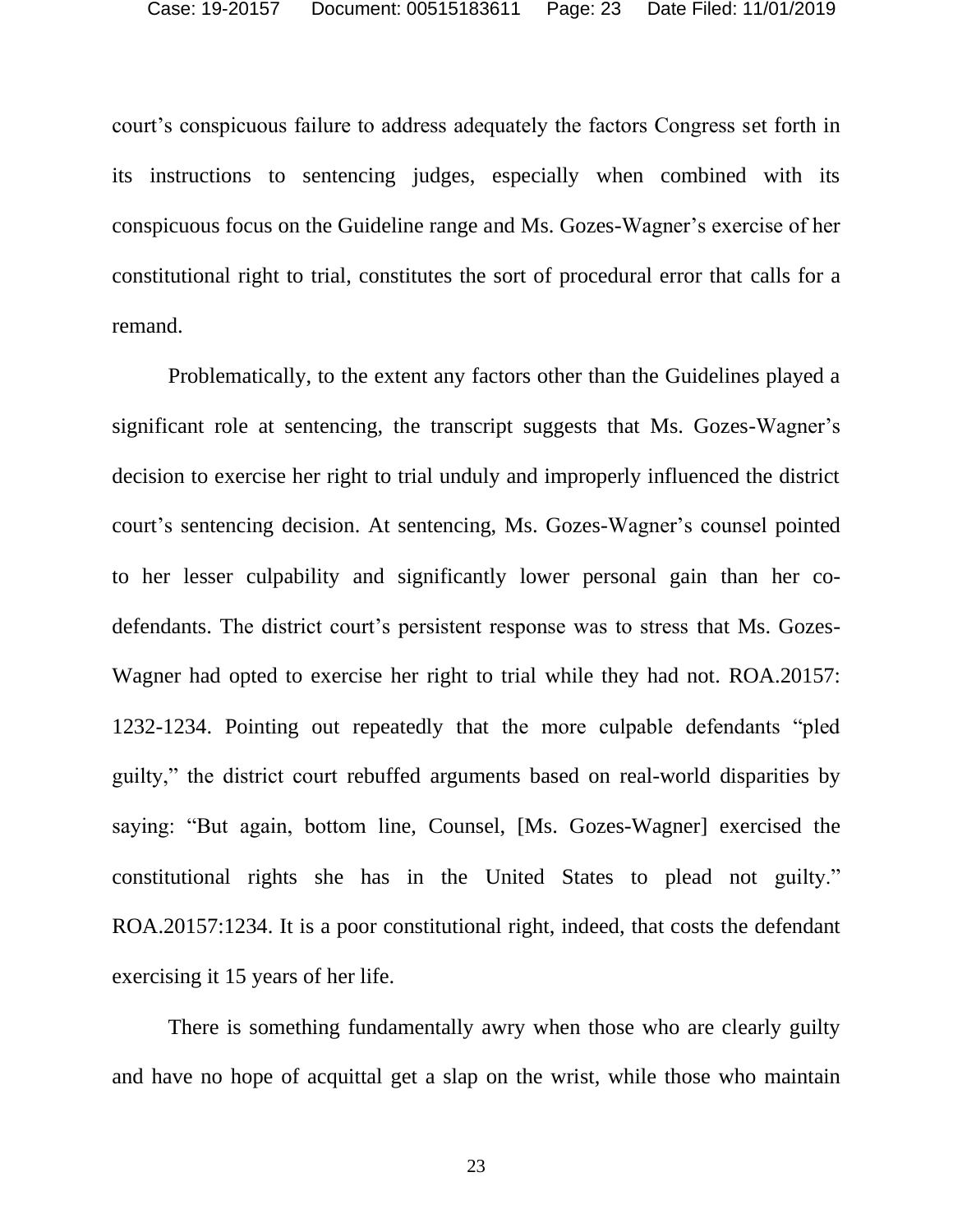court's conspicuous failure to address adequately the factors Congress set forth in its instructions to sentencing judges, especially when combined with its conspicuous focus on the Guideline range and Ms. Gozes-Wagner's exercise of her constitutional right to trial, constitutes the sort of procedural error that calls for a remand.

Problematically, to the extent any factors other than the Guidelines played a significant role at sentencing, the transcript suggests that Ms. Gozes-Wagner's decision to exercise her right to trial unduly and improperly influenced the district court's sentencing decision. At sentencing, Ms. Gozes-Wagner's counsel pointed to her lesser culpability and significantly lower personal gain than her co-defendants. The district court's persistent response was to stress that Ms. Gozes-Wagner had opted to exercise her right to trial while they had not. ROA.20157: 1232-1234. Pointing out repeatedly that the more culpable defendants "pled guilty," the district court rebuffed arguments based on real-world disparities by saying: "But again, bottom line, Counsel, [Ms. Gozes-Wagner] exercised the constitutional rights she has in the United States to plead not guilty." ROA.20157:1234. It is a poor constitutional right, indeed, that costs the defendant exercising it 15 years of her life.

There is something fundamentally awry when those who are clearly guilty and have no hope of acquittal get a slap on the wrist, while those who maintain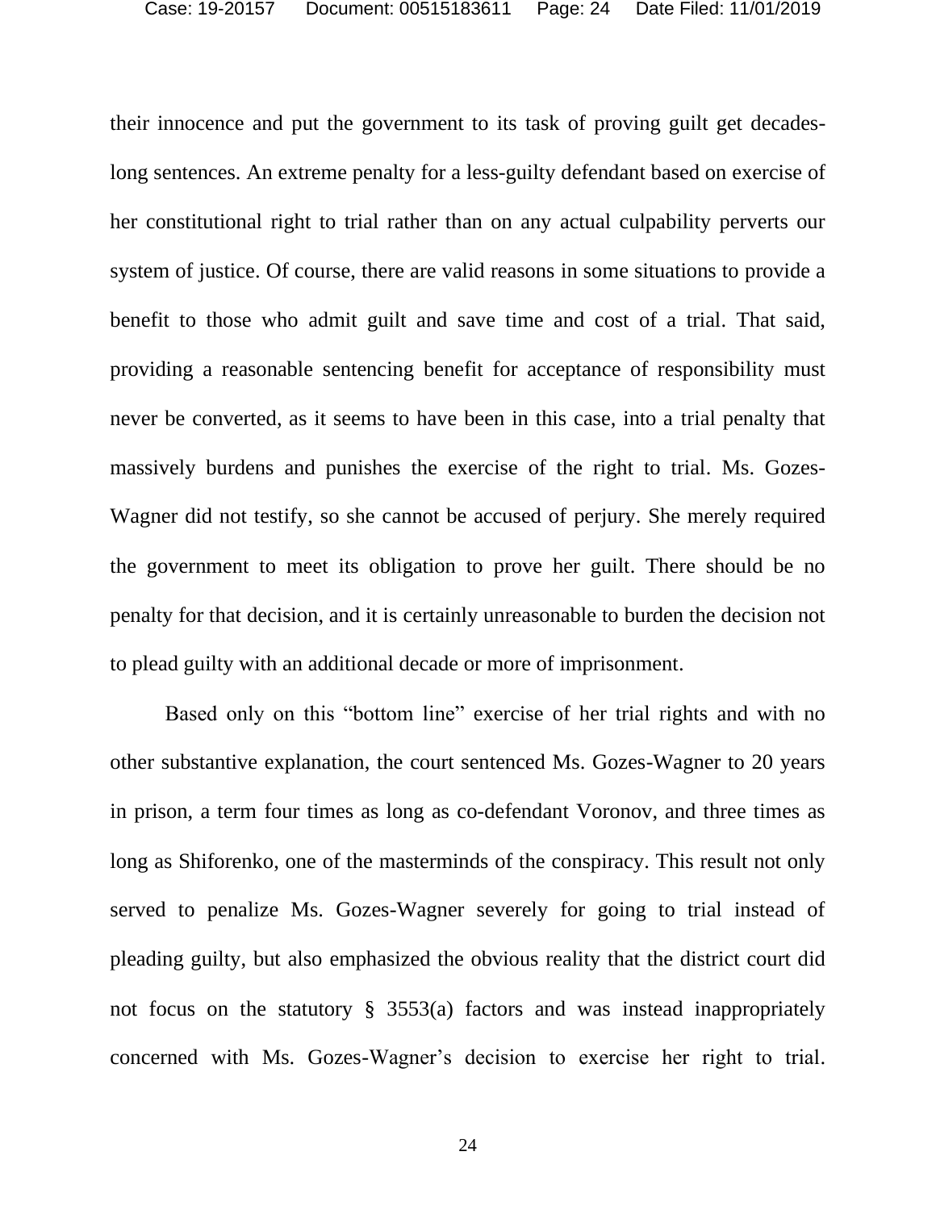their innocence and put the government to its task of proving guilt get decades-long sentences. An extreme penalty for a less-guilty defendant based on exercise of her constitutional right to trial rather than on any actual culpability perverts our system of justice. Of course, there are valid reasons in some situations to provide a benefit to those who admit guilt and save time and cost of a trial. That said, providing a reasonable sentencing benefit for acceptance of responsibility must never be converted, as it seems to have been in this case, into a trial penalty that massively burdens and punishes the exercise of the right to trial. Ms. Gozes-Wagner did not testify, so she cannot be accused of perjury. She merely required the government to meet its obligation to prove her guilt. There should be no penalty for that decision, and it is certainly unreasonable to burden the decision not to plead guilty with an additional decade or more of imprisonment.

Based only on this "bottom line" exercise of her trial rights and with no other substantive explanation, the court sentenced Ms. Gozes-Wagner to 20 years in prison, a term four times as long as co-defendant Voronov, and three times as long as Shiforenko, one of the masterminds of the conspiracy. This result not only served to penalize Ms. Gozes-Wagner severely for going to trial instead of pleading guilty, but also emphasized the obvious reality that the district court did not focus on the statutory § 3553(a) factors and was instead inappropriately concerned with Ms. Gozes-Wagner's decision to exercise her right to trial.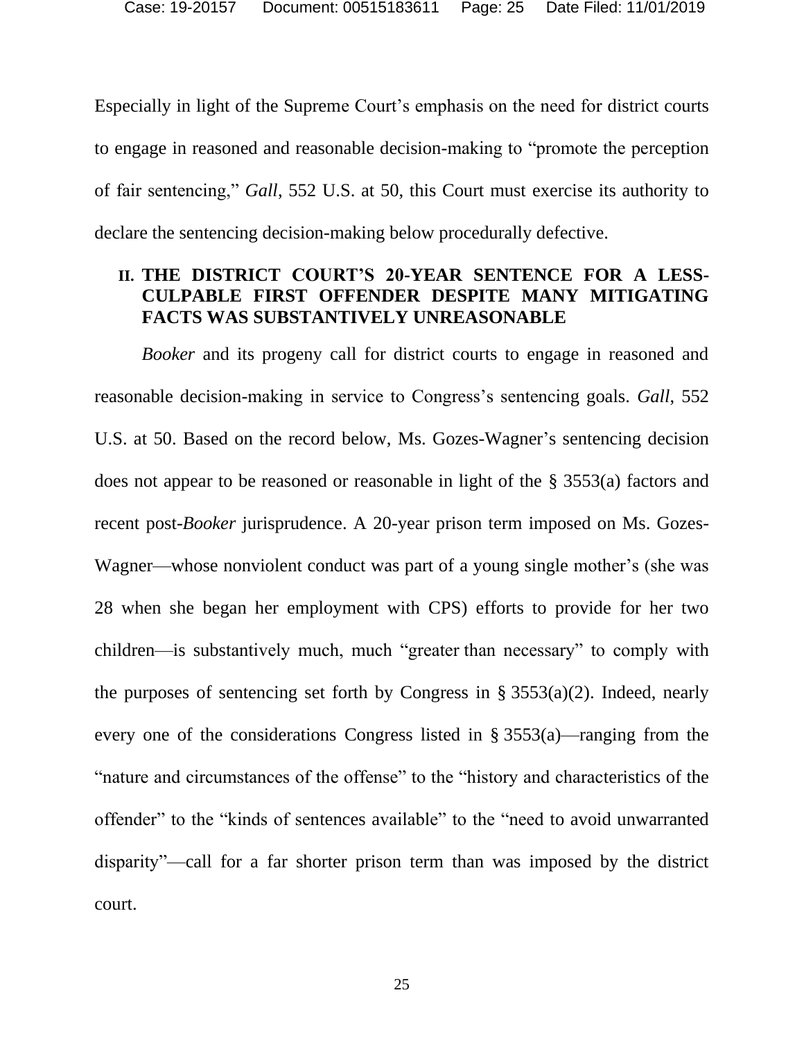Especially in light of the Supreme Court's emphasis on the need for district courts to engage in reasoned and reasonable decision-making to "promote the perception of fair sentencing," *Gall*, 552 U.S. at 50, this Court must exercise its authority to declare the sentencing decision-making below procedurally defective.

## II. THE DISTRICT COURT'S 20-YEAR SENTENCE FOR A LESS-CULPABLE FIRST OFFENDER DESPITE MANY MITIGATING FACTS WAS SUBSTANTIVELY UNREASONABLE

*Booker* and its progeny call for district courts to engage in reasoned and reasonable decision-making in service to Congress's sentencing goals. *Gall*, 552 U.S. at 50. Based on the record below, Ms. Gozes-Wagner's sentencing decision does not appear to be reasoned or reasonable in light of the § 3553(a) factors and recent post-*Booker* jurisprudence. A 20-year prison term imposed on Ms. Gozes-Wagner—whose nonviolent conduct was part of a young single mother's (she was 28 when she began her employment with CPS) efforts to provide for her two children—is substantively much, much "greater than necessary" to comply with the purposes of sentencing set forth by Congress in § 3553(a)(2). Indeed, nearly every one of the considerations Congress listed in § 3553(a)—ranging from the "nature and circumstances of the offense" to the "history and characteristics of the offender" to the "kinds of sentences available" to the "need to avoid unwarranted disparity"—call for a far shorter prison term than was imposed by the district court.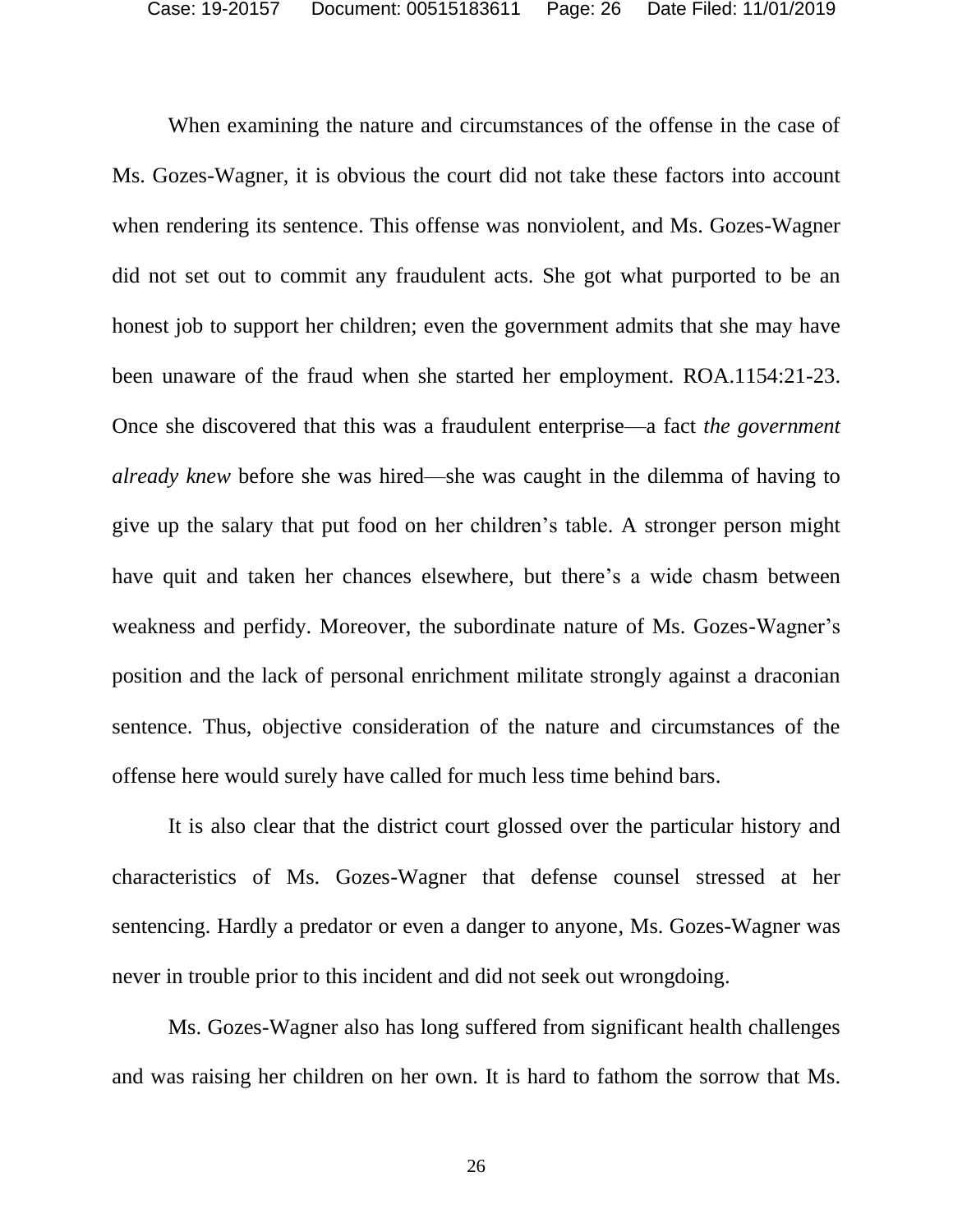When examining the nature and circumstances of the offense in the case of Ms. Gozes-Wagner, it is obvious the court did not take these factors into account when rendering its sentence. This offense was nonviolent, and Ms. Gozes-Wagner did not set out to commit any fraudulent acts. She got what purported to be an honest job to support her children; even the government admits that she may have been unaware of the fraud when she started her employment. ROA.1154:21-23. Once she discovered that this was a fraudulent enterprise—a fact *the government already knew* before she was hired—she was caught in the dilemma of having to give up the salary that put food on her children's table. A stronger person might have quit and taken her chances elsewhere, but there's a wide chasm between weakness and perfidy. Moreover, the subordinate nature of Ms. Gozes-Wagner's position and the lack of personal enrichment militate strongly against a draconian sentence. Thus, objective consideration of the nature and circumstances of the offense here would surely have called for much less time behind bars.

It is also clear that the district court glossed over the particular history and characteristics of Ms. Gozes-Wagner that defense counsel stressed at her sentencing. Hardly a predator or even a danger to anyone, Ms. Gozes-Wagner was never in trouble prior to this incident and did not seek out wrongdoing.

Ms. Gozes-Wagner also has long suffered from significant health challenges and was raising her children on her own. It is hard to fathom the sorrow that Ms.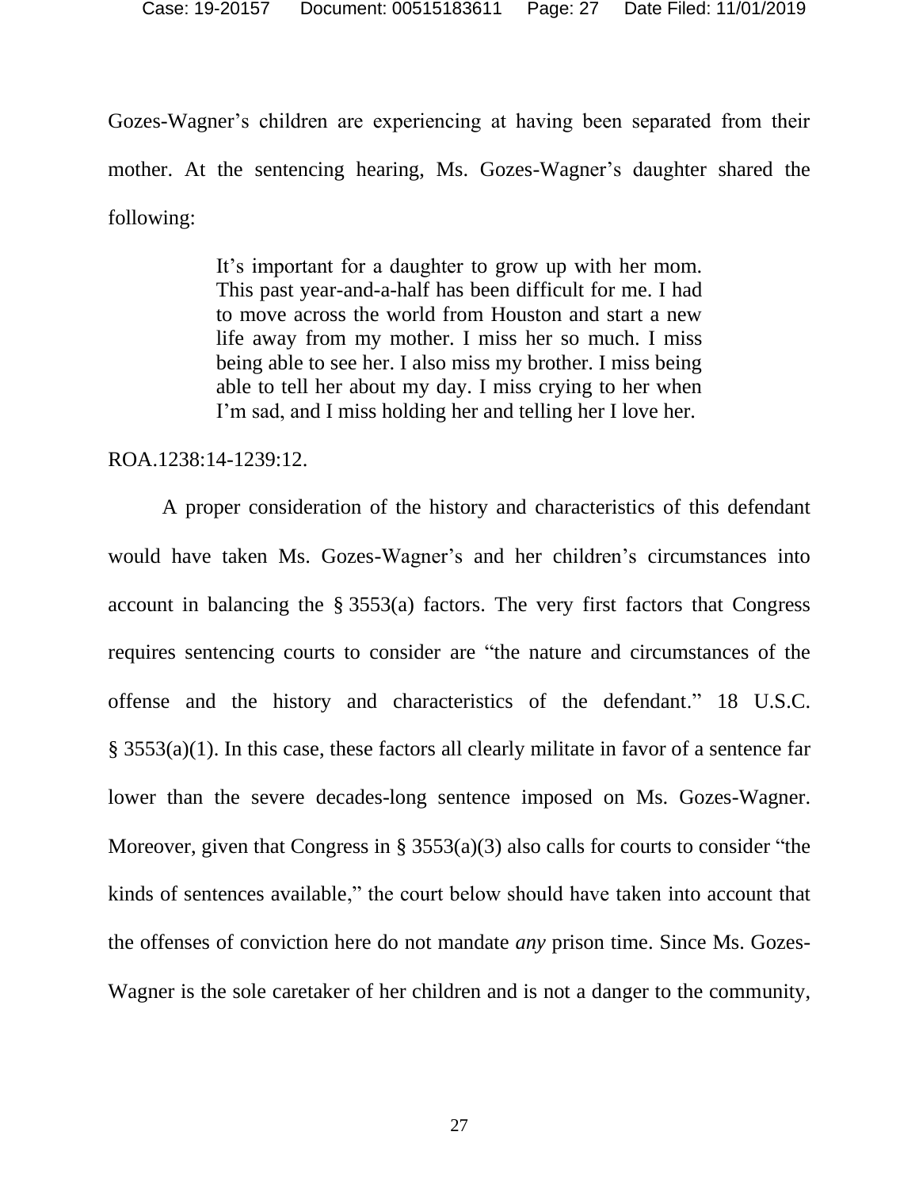Gozes-Wagner's children are experiencing at having been separated from their mother. At the sentencing hearing, Ms. Gozes-Wagner's daughter shared the following:

> It's important for a daughter to grow up with her mom. This past year-and-a-half has been difficult for me. I had to move across the world from Houston and start a new life away from my mother. I miss her so much. I miss being able to see her. I also miss my brother. I miss being able to tell her about my day. I miss crying to her when I'm sad, and I miss holding her and telling her I love her.

ROA.1238:14-1239:12.

A proper consideration of the history and characteristics of this defendant would have taken Ms. Gozes-Wagner's and her children's circumstances into account in balancing the § 3553(a) factors. The very first factors that Congress requires sentencing courts to consider are "the nature and circumstances of the offense and the history and characteristics of the defendant." 18 U.S.C. § 3553(a)(1). In this case, these factors all clearly militate in favor of a sentence far lower than the severe decades-long sentence imposed on Ms. Gozes-Wagner. Moreover, given that Congress in § 3553(a)(3) also calls for courts to consider "the kinds of sentences available," the court below should have taken into account that the offenses of conviction here do not mandate *any* prison time. Since Ms. Gozes-Wagner is the sole caretaker of her children and is not a danger to the community,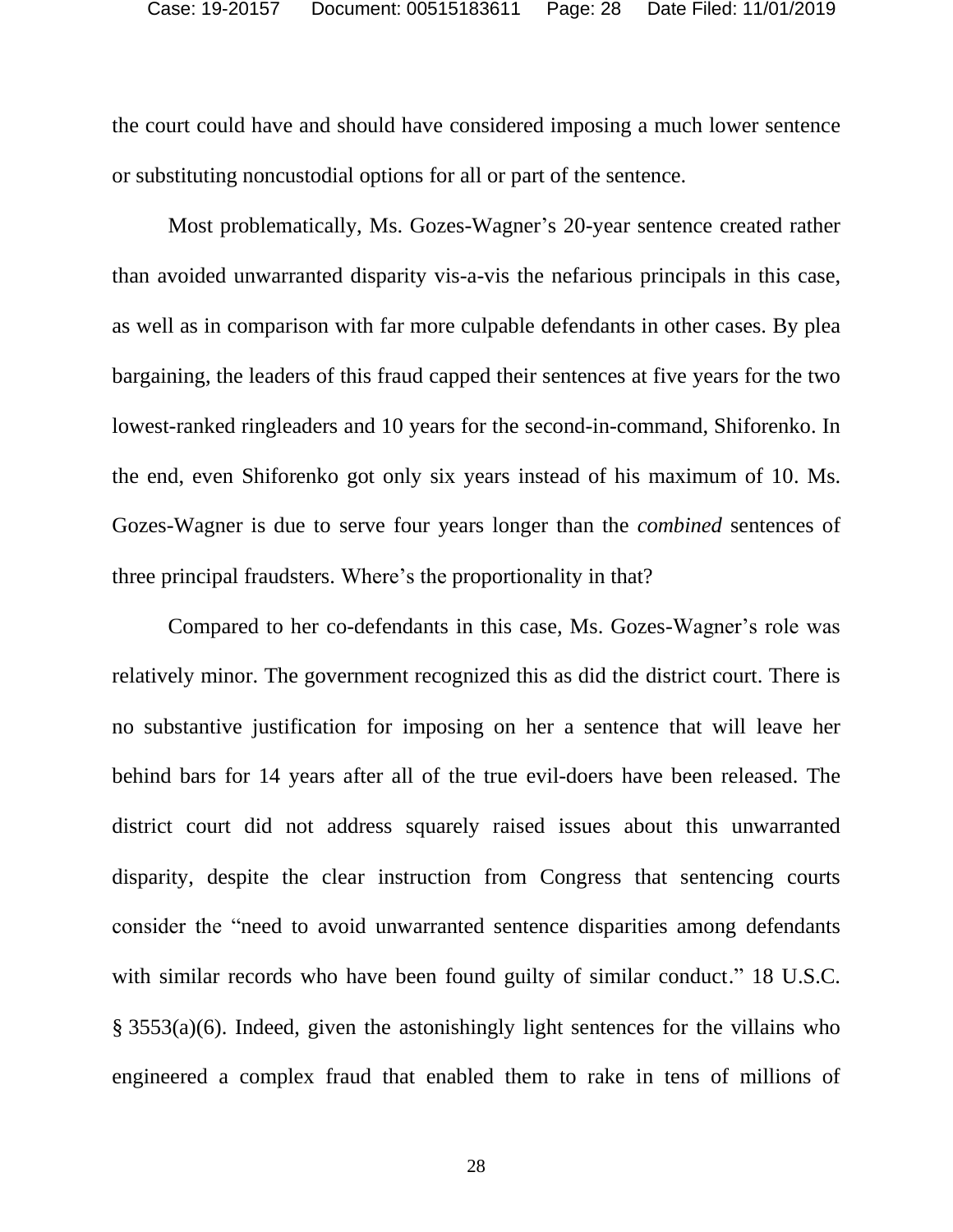the court could have and should have considered imposing a much lower sentence or substituting noncustodial options for all or part of the sentence.

Most problematically, Ms. Gozes-Wagner's 20-year sentence created rather than avoided unwarranted disparity vis-a-vis the nefarious principals in this case, as well as in comparison with far more culpable defendants in other cases. By plea bargaining, the leaders of this fraud capped their sentences at five years for the two lowest-ranked ringleaders and 10 years for the second-in-command, Shiforenko. In the end, even Shiforenko got only six years instead of his maximum of 10. Ms. Gozes-Wagner is due to serve four years longer than the *combined* sentences of three principal fraudsters. Where's the proportionality in that?

Compared to her co-defendants in this case, Ms. Gozes-Wagner's role was relatively minor. The government recognized this as did the district court. There is no substantive justification for imposing on her a sentence that will leave her behind bars for 14 years after all of the true evil-doers have been released. The district court did not address squarely raised issues about this unwarranted disparity, despite the clear instruction from Congress that sentencing courts consider the "need to avoid unwarranted sentence disparities among defendants with similar records who have been found guilty of similar conduct." 18 U.S.C. § 3553(a)(6). Indeed, given the astonishingly light sentences for the villains who engineered a complex fraud that enabled them to rake in tens of millions of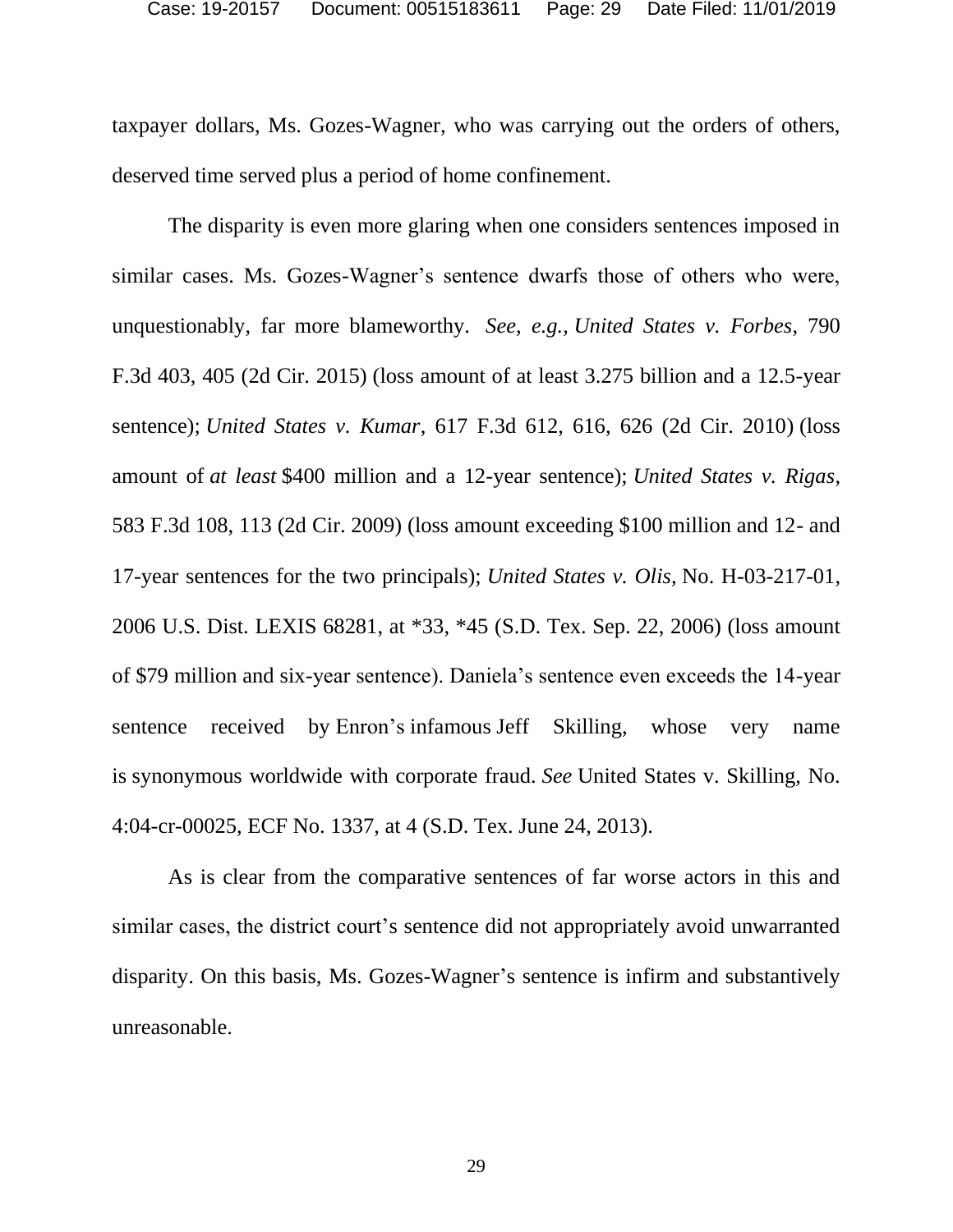taxpayer dollars, Ms. Gozes-Wagner, who was carrying out the orders of others, deserved time served plus a period of home confinement.

The disparity is even more glaring when one considers sentences imposed in similar cases. Ms. Gozes-Wagner's sentence dwarfs those of others who were, unquestionably, far more blameworthy. *See, e.g., United States v. Forbes*, 790 F.3d 403, 405 (2d Cir. 2015) (loss amount of at least 3.275 billion and a 12.5-year sentence); *United States v. Kumar*, 617 F.3d 612, 616, 626 (2d Cir. 2010) (loss amount of *at least* $400 million and a 12-year sentence); *United States v. Rigas*, 583 F.3d 108, 113 (2d Cir. 2009) (loss amount exceeding $100 million and 12- and 17-year sentences for the two principals); *United States v. Olis*, No. H-03-217-01, 2006 U.S. Dist. LEXIS 68281, at *33, *45 (S.D. Tex. Sep. 22, 2006) (loss amount of $79 million and six-year sentence). Daniela's sentence even exceeds the 14-year sentence received by Enron's infamous Jeff Skilling, whose very name is synonymous worldwide with corporate fraud. *See* United States v. Skilling, No. 4:04-cr-00025, ECF No. 1337, at 4 (S.D. Tex. June 24, 2013).

As is clear from the comparative sentences of far worse actors in this and similar cases, the district court's sentence did not appropriately avoid unwarranted disparity. On this basis, Ms. Gozes-Wagner's sentence is infirm and substantively unreasonable.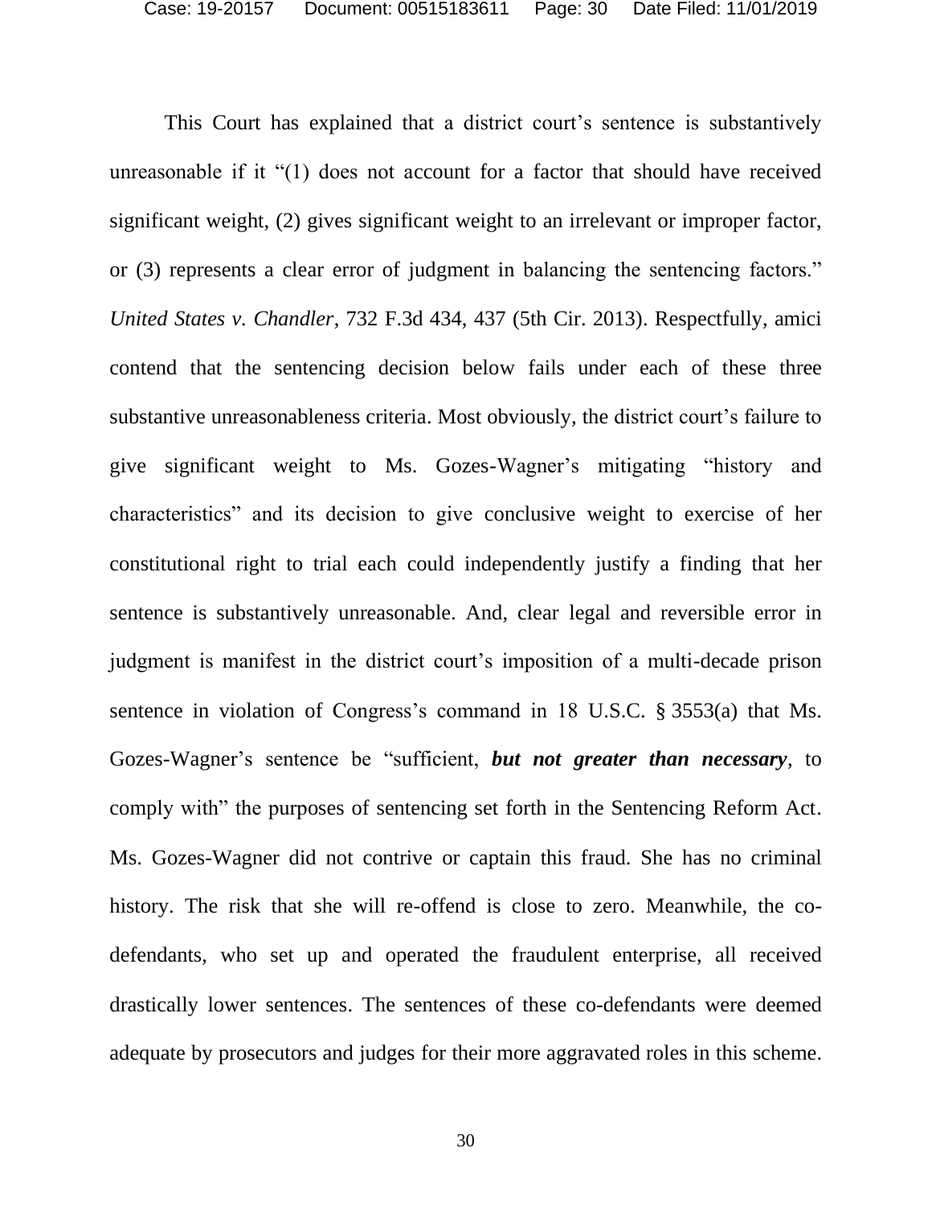This Court has explained that a district court's sentence is substantively unreasonable if it "(1) does not account for a factor that should have received significant weight, (2) gives significant weight to an irrelevant or improper factor, or (3) represents a clear error of judgment in balancing the sentencing factors." *United States v. Chandler*, 732 F.3d 434, 437 (5th Cir. 2013). Respectfully, amici contend that the sentencing decision below fails under each of these three substantive unreasonableness criteria. Most obviously, the district court's failure to give significant weight to Ms. Gozes-Wagner's mitigating "history and characteristics" and its decision to give conclusive weight to exercise of her constitutional right to trial each could independently justify a finding that her sentence is substantively unreasonable. And, clear legal and reversible error in judgment is manifest in the district court's imposition of a multi-decade prison sentence in violation of Congress's command in 18 U.S.C. § 3553(a) that Ms. Gozes-Wagner's sentence be "sufficient, ***but not greater than necessary***, to comply with" the purposes of sentencing set forth in the Sentencing Reform Act. Ms. Gozes-Wagner did not contrive or captain this fraud. She has no criminal history. The risk that she will re-offend is close to zero. Meanwhile, the co-defendants, who set up and operated the fraudulent enterprise, all received drastically lower sentences. The sentences of these co-defendants were deemed adequate by prosecutors and judges for their more aggravated roles in this scheme.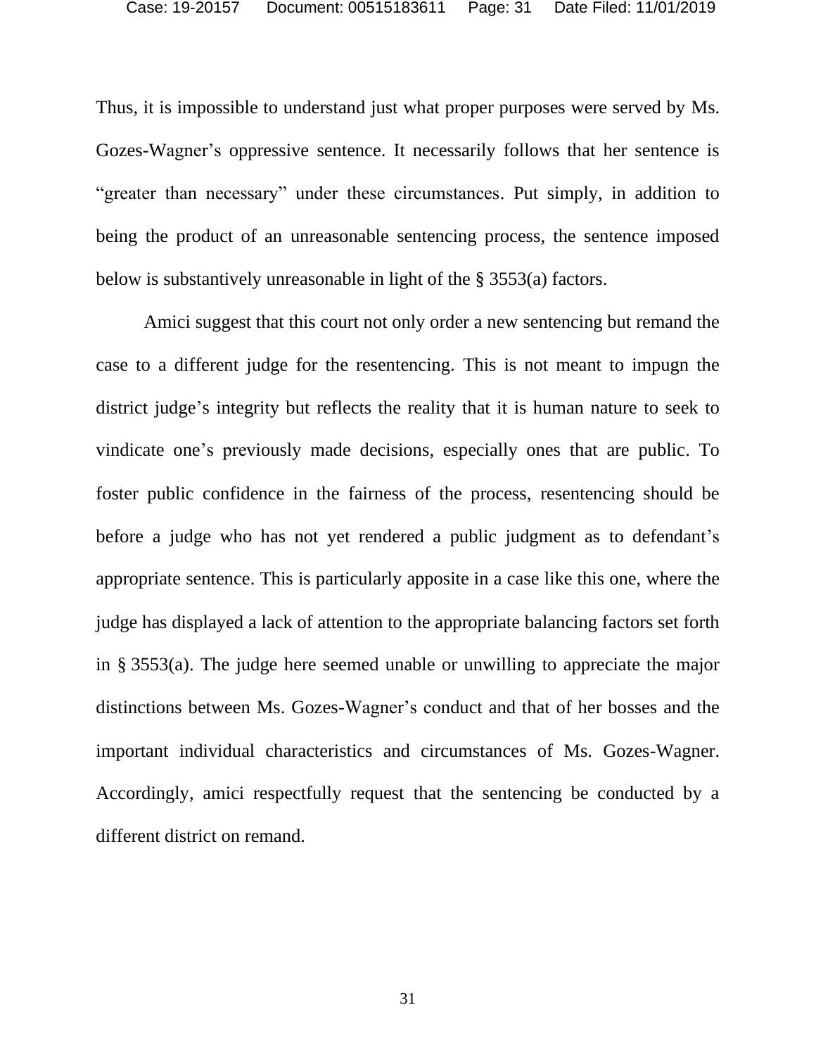Thus, it is impossible to understand just what proper purposes were served by Ms. Gozes-Wagner's oppressive sentence. It necessarily follows that her sentence is "greater than necessary" under these circumstances. Put simply, in addition to being the product of an unreasonable sentencing process, the sentence imposed below is substantively unreasonable in light of the § 3553(a) factors.

Amici suggest that this court not only order a new sentencing but remand the case to a different judge for the resentencing. This is not meant to impugn the district judge's integrity but reflects the reality that it is human nature to seek to vindicate one's previously made decisions, especially ones that are public. To foster public confidence in the fairness of the process, resentencing should be before a judge who has not yet rendered a public judgment as to defendant's appropriate sentence. This is particularly apposite in a case like this one, where the judge has displayed a lack of attention to the appropriate balancing factors set forth in § 3553(a). The judge here seemed unable or unwilling to appreciate the major distinctions between Ms. Gozes-Wagner's conduct and that of her bosses and the important individual characteristics and circumstances of Ms. Gozes-Wagner. Accordingly, amici respectfully request that the sentencing be conducted by a different district on remand.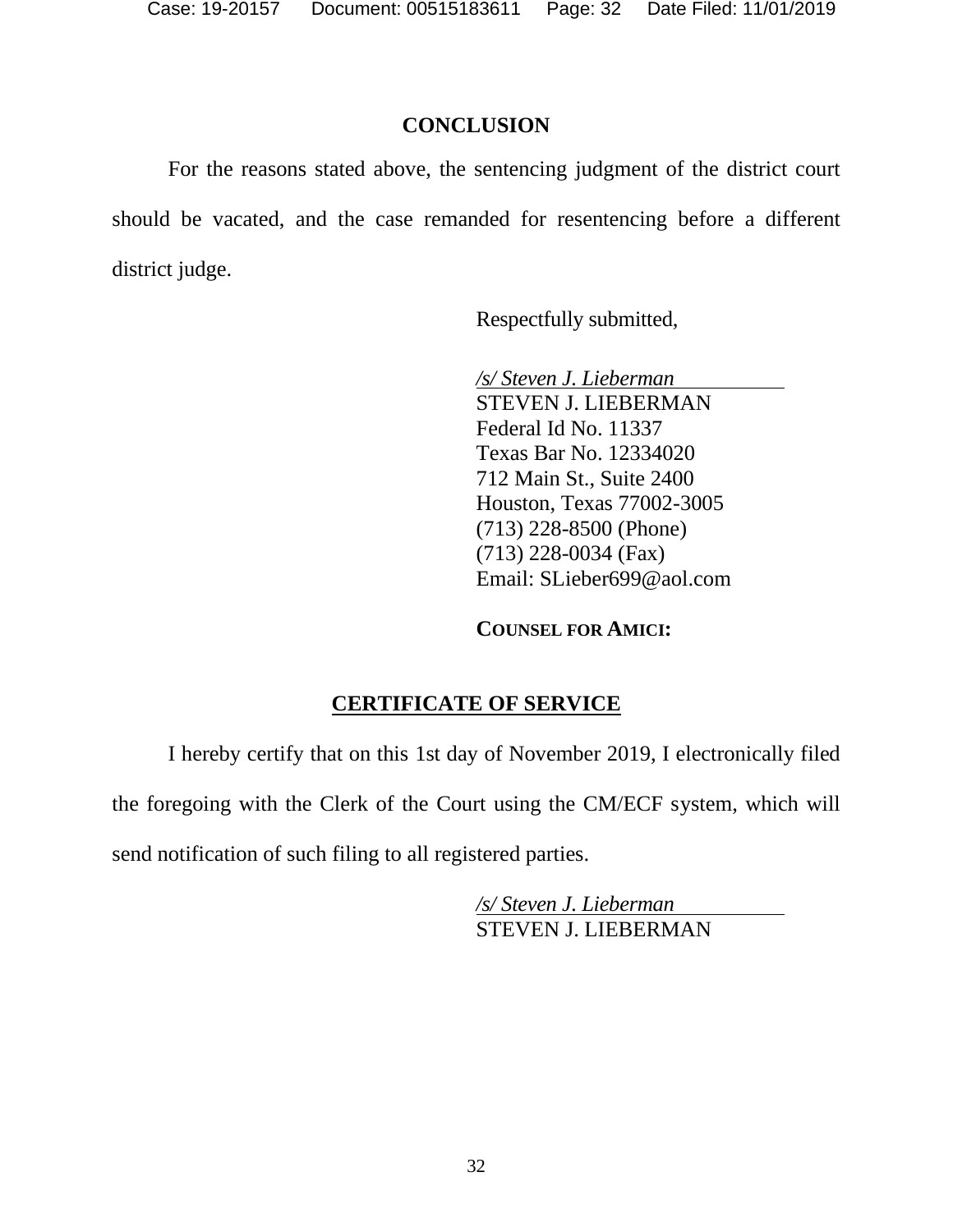## CONCLUSION

For the reasons stated above, the sentencing judgment of the district court should be vacated, and the case remanded for resentencing before a different district judge.

Respectfully submitted,

*/s/ Steven J. Lieberman*
STEVEN J. LIEBERMAN
Federal Id No. 11337
Texas Bar No. 12334020
712 Main St., Suite 2400
Houston, Texas 77002-3005
(713) 228-8500 (Phone)
(713) 228-0034 (Fax)
Email: SLieber699@aol.com

**COUNSEL FOR AMICI:**

## CERTIFICATE OF SERVICE

I hereby certify that on this 1st day of November 2019, I electronically filed the foregoing with the Clerk of the Court using the CM/ECF system, which will send notification of such filing to all registered parties.

*/s/ Steven J. Lieberman*
STEVEN J. LIEBERMAN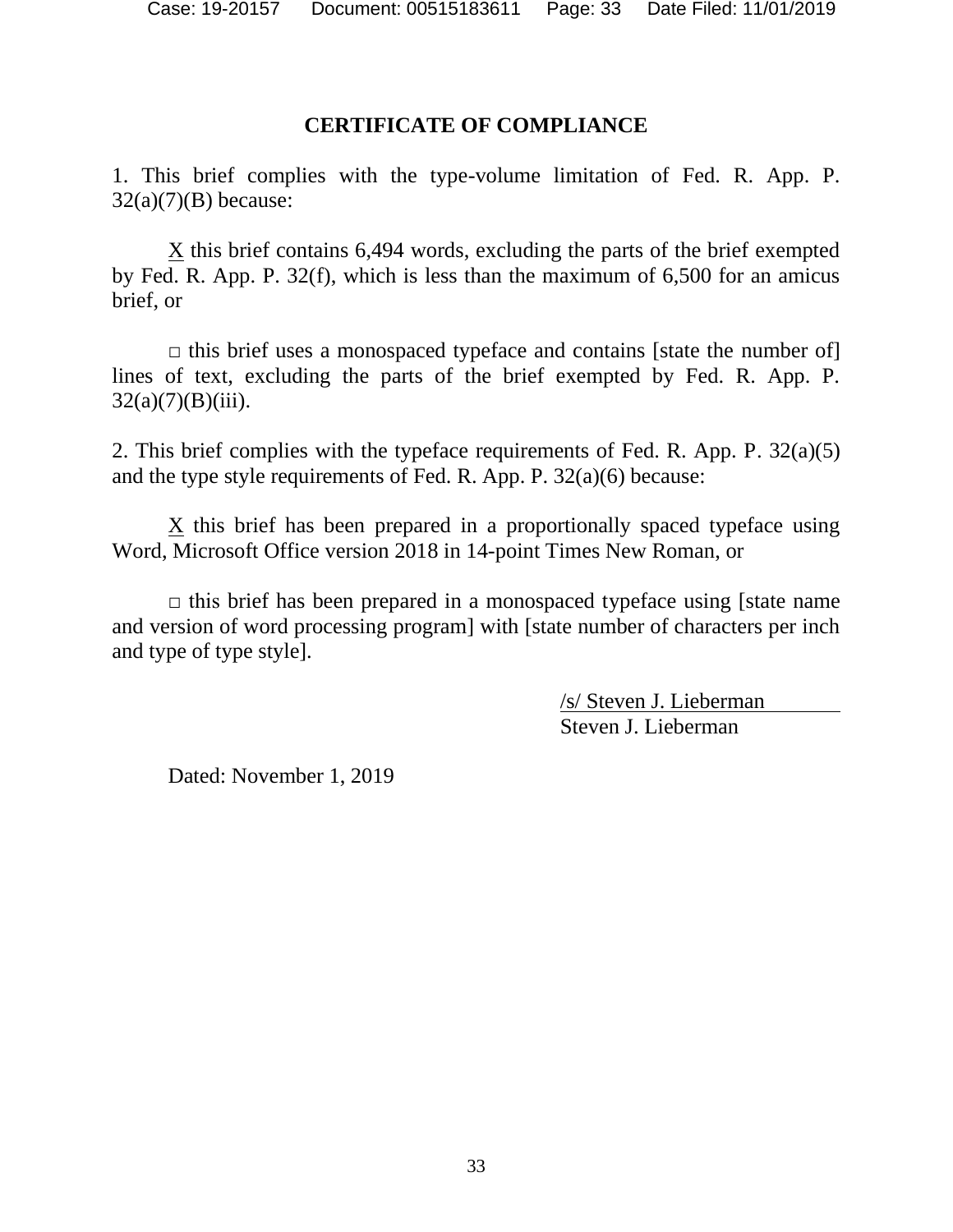## CERTIFICATE OF COMPLIANCE

1. This brief complies with the type-volume limitation of Fed. R. App. P. 32(a)(7)(B) because:

X this brief contains 6,494 words, excluding the parts of the brief exempted by Fed. R. App. P. 32(f), which is less than the maximum of 6,500 for an amicus brief, or

□ this brief uses a monospaced typeface and contains [state the number of] lines of text, excluding the parts of the brief exempted by Fed. R. App. P. 32(a)(7)(B)(iii).

2. This brief complies with the typeface requirements of Fed. R. App. P. 32(a)(5) and the type style requirements of Fed. R. App. P. 32(a)(6) because:

X this brief has been prepared in a proportionally spaced typeface using Word, Microsoft Office version 2018 in 14-point Times New Roman, or

□ this brief has been prepared in a monospaced typeface using [state name and version of word processing program] with [state number of characters per inch and type of type style].

/s/ Steven J. Lieberman
Steven J. Lieberman

Dated: November 1, 2019